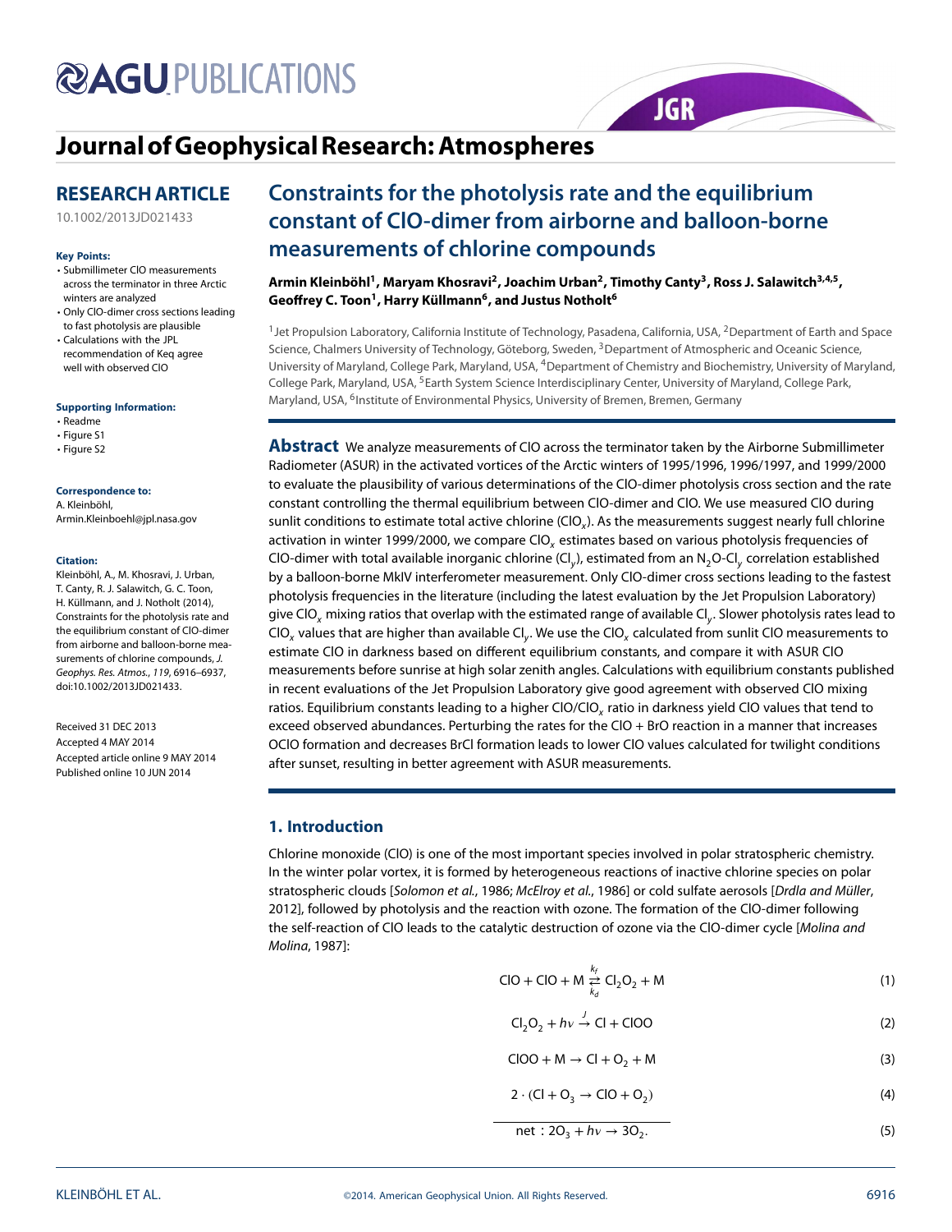# Journal of Geophysical Research: Atmospheres

## RESEARCH ARTICLE

10.1002/2013JD021433

**Key Points:**

- Submillimeter ClO measurements across the terminator in three Arctic winters are analyzed
- Only ClO-dimer cross sections leading to fast photolysis are plausible
- Calculations with the JPL recommendation of Keq agree well with observed ClO

**Supporting Information:**

- Readme
- Figure S1
- Figure S2

**Correspondence to:**

A. Kleinböhl,
Armin.Kleinboehl@jpl.nasa.gov

**Citation:**

Kleinböhl, A., M. Khosravi, J. Urban, T. Canty, R. J. Salawitch, G. C. Toon, H. Küllmann, and J. Notholt (2014), Constraints for the photolysis rate and the equilibrium constant of ClO-dimer from airborne and balloon-borne measurements of chlorine compounds, *J. Geophys. Res. Atmos.*, *119*, 6916–6937, doi:10.1002/2013JD021433.

Received 31 DEC 2013
Accepted 4 MAY 2014
Accepted article online 9 MAY 2014
Published online 10 JUN 2014

# Constraints for the photolysis rate and the equilibrium constant of ClO-dimer from airborne and balloon-borne measurements of chlorine compounds

**Armin Kleinböhl[1], Maryam Khosravi[2], Joachim Urban[2], Timothy Canty[3], Ross J. Salawitch[3,4,5], Geoffrey C. Toon[1], Harry Küllmann[6], and Justus Notholt[6]**

[1] Jet Propulsion Laboratory, California Institute of Technology, Pasadena, California, USA, [2] Department of Earth and Space Science, Chalmers University of Technology, Göteborg, Sweden, [3] Department of Atmospheric and Oceanic Science, University of Maryland, College Park, Maryland, USA, [4] Department of Chemistry and Biochemistry, University of Maryland, College Park, Maryland, USA, [5] Earth System Science Interdisciplinary Center, University of Maryland, College Park, Maryland, USA, [6] Institute of Environmental Physics, University of Bremen, Bremen, Germany

**Abstract** We analyze measurements of ClO across the terminator taken by the Airborne Submillimeter Radiometer (ASUR) in the activated vortices of the Arctic winters of 1995/1996, 1996/1997, and 1999/2000 to evaluate the plausibility of various determinations of the ClO-dimer photolysis cross section and the rate constant controlling the thermal equilibrium between ClO-dimer and ClO. We use measured ClO during sunlit conditions to estimate total active chlorine ($ClO_x$). As the measurements suggest nearly full chlorine activation in winter 1999/2000, we compare $ClO_x$ estimates based on various photolysis frequencies of ClO-dimer with total available inorganic chlorine ($Cl_y$), estimated from an $N_2O$-$Cl_y$ correlation established by a balloon-borne MkIV interferometer measurement. Only ClO-dimer cross sections leading to the fastest photolysis frequencies in the literature (including the latest evaluation by the Jet Propulsion Laboratory) give $ClO_x$ mixing ratios that overlap with the estimated range of available $Cl_y$. Slower photolysis rates lead to $ClO_x$ values that are higher than available $Cl_y$. We use the $ClO_x$ calculated from sunlit ClO measurements to estimate ClO in darkness based on different equilibrium constants, and compare it with ASUR ClO measurements before sunrise at high solar zenith angles. Calculations with equilibrium constants published in recent evaluations of the Jet Propulsion Laboratory give good agreement with observed ClO mixing ratios. Equilibrium constants leading to a higher $ClO/ClO_x$ ratio in darkness yield ClO values that tend to exceed observed abundances. Perturbing the rates for the ClO + BrO reaction in a manner that increases OClO formation and decreases BrCl formation leads to lower ClO values calculated for twilight conditions after sunset, resulting in better agreement with ASUR measurements.

## 1. Introduction

Chlorine monoxide (ClO) is one of the most important species involved in polar stratospheric chemistry. In the winter polar vortex, it is formed by heterogeneous reactions of inactive chlorine species on polar stratospheric clouds [*Solomon et al.*, 1986; *McElroy et al.*, 1986] or cold sulfate aerosols [*Drdla and Müller*, 2012], followed by photolysis and the reaction with ozone. The formation of the ClO-dimer following the self-reaction of ClO leads to the catalytic destruction of ozone via the ClO-dimer cycle [*Molina and Molina*, 1987]:

$$ClO + ClO + M \underset{k_d}{\overset{k_f}{\rightleftarrows}} Cl_2O_2 + M \tag{1}$$

$$Cl_2O_2 + h\nu \overset{J}{\rightarrow} Cl + ClOO \tag{2}$$

$$ClOO + M \rightarrow Cl + O_2 + M \tag{3}$$

$$2 \cdot (Cl + O_3 \rightarrow ClO + O_2) \tag{4}$$

$$\text{net}: 2O_3 + h\nu \rightarrow 3O_2. \tag{5}$$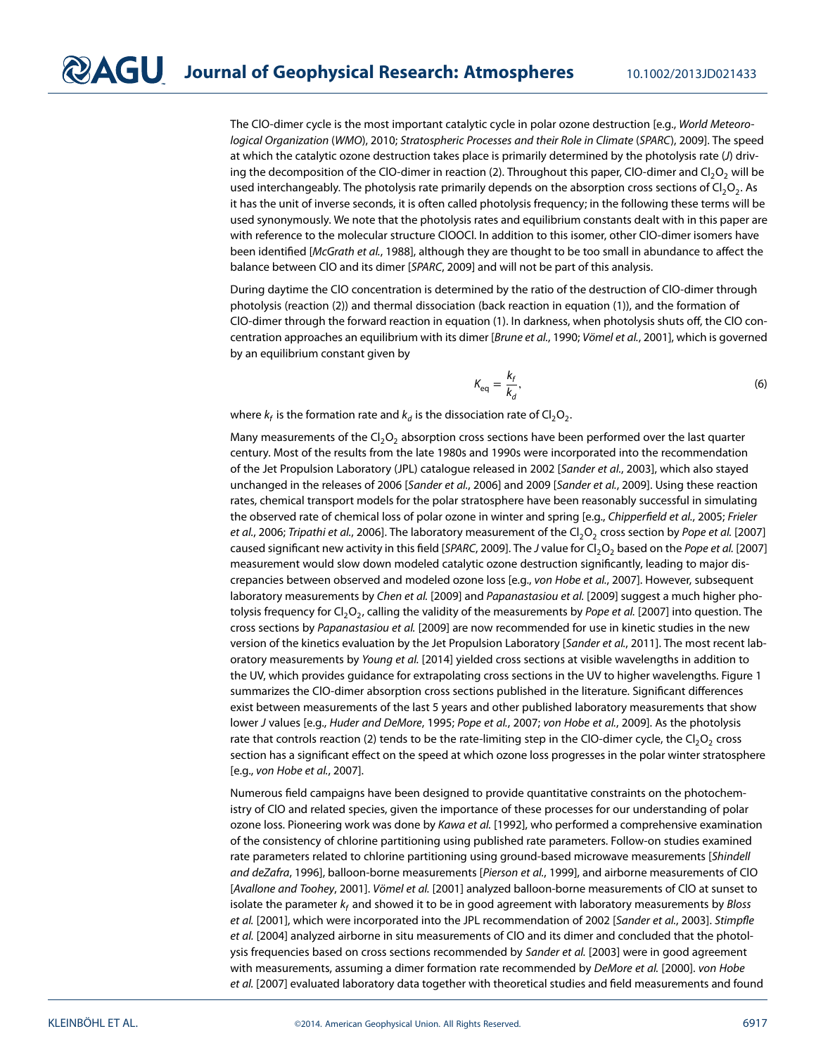The ClO-dimer cycle is the most important catalytic cycle in polar ozone destruction [e.g., *World Meteorological Organization* (*WMO*), 2010; *Stratospheric Processes and their Role in Climate* (*SPARC*), 2009]. The speed at which the catalytic ozone destruction takes place is primarily determined by the photolysis rate ($J$) driving the decomposition of the ClO-dimer in reaction (2). Throughout this paper, ClO-dimer and $Cl_2O_2$ will be used interchangeably. The photolysis rate primarily depends on the absorption cross sections of $Cl_2O_2$. As it has the unit of inverse seconds, it is often called photolysis frequency; in the following these terms will be used synonymously. We note that the photolysis rates and equilibrium constants dealt with in this paper are with reference to the molecular structure ClOOCl. In addition to this isomer, other ClO-dimer isomers have been identified [*McGrath et al.*, 1988], although they are thought to be too small in abundance to affect the balance between ClO and its dimer [*SPARC*, 2009] and will not be part of this analysis.

During daytime the ClO concentration is determined by the ratio of the destruction of ClO-dimer through photolysis (reaction (2)) and thermal dissociation (back reaction in equation (1)), and the formation of ClO-dimer through the forward reaction in equation (1). In darkness, when photolysis shuts off, the ClO concentration approaches an equilibrium with its dimer [*Brune et al.*, 1990; *Vömel et al.*, 2001], which is governed by an equilibrium constant given by

$$K_{\text{eq}} = \frac{k_f}{k_d}, \tag{6}$$

where $k_f$ is the formation rate and $k_d$ is the dissociation rate of $Cl_2O_2$.

Many measurements of the $Cl_2O_2$ absorption cross sections have been performed over the last quarter century. Most of the results from the late 1980s and 1990s were incorporated into the recommendation of the Jet Propulsion Laboratory (JPL) catalogue released in 2002 [*Sander et al.*, 2003], which also stayed unchanged in the releases of 2006 [*Sander et al.*, 2006] and 2009 [*Sander et al.*, 2009]. Using these reaction rates, chemical transport models for the polar stratosphere have been reasonably successful in simulating the observed rate of chemical loss of polar ozone in winter and spring [e.g., *Chipperfield et al.*, 2005; *Frieler et al.*, 2006; *Tripathi et al.*, 2006]. The laboratory measurement of the $Cl_2O_2$ cross section by *Pope et al.* [2007] caused significant new activity in this field [*SPARC*, 2009]. The $J$ value for $Cl_2O_2$ based on the *Pope et al.* [2007] measurement would slow down modeled catalytic ozone destruction significantly, leading to major discrepancies between observed and modeled ozone loss [e.g., *von Hobe et al.*, 2007]. However, subsequent laboratory measurements by *Chen et al.* [2009] and *Papanastasiou et al.* [2009] suggest a much higher photolysis frequency for $Cl_2O_2$, calling the validity of the measurements by *Pope et al.* [2007] into question. The cross sections by *Papanastasiou et al.* [2009] are now recommended for use in kinetic studies in the new version of the kinetics evaluation by the Jet Propulsion Laboratory [*Sander et al.*, 2011]. The most recent laboratory measurements by *Young et al.* [2014] yielded cross sections at visible wavelengths in addition to the UV, which provides guidance for extrapolating cross sections in the UV to higher wavelengths. Figure 1 summarizes the ClO-dimer absorption cross sections published in the literature. Significant differences exist between measurements of the last 5 years and other published laboratory measurements that show lower $J$ values [e.g., *Huder and DeMore*, 1995; *Pope et al.*, 2007; *von Hobe et al.*, 2009]. As the photolysis rate that controls reaction (2) tends to be the rate-limiting step in the ClO-dimer cycle, the $Cl_2O_2$ cross section has a significant effect on the speed at which ozone loss progresses in the polar winter stratosphere [e.g., *von Hobe et al.*, 2007].

Numerous field campaigns have been designed to provide quantitative constraints on the photochemistry of ClO and related species, given the importance of these processes for our understanding of polar ozone loss. Pioneering work was done by *Kawa et al.* [1992], who performed a comprehensive examination of the consistency of chlorine partitioning using published rate parameters. Follow-on studies examined rate parameters related to chlorine partitioning using ground-based microwave measurements [*Shindell and deZafra*, 1996], balloon-borne measurements [*Pierson et al.*, 1999], and airborne measurements of ClO [*Avallone and Toohey*, 2001]. *Vömel et al.* [2001] analyzed balloon-borne measurements of ClO at sunset to isolate the parameter $k_f$ and showed it to be in good agreement with laboratory measurements by *Bloss et al.* [2001], which were incorporated into the JPL recommendation of 2002 [*Sander et al.*, 2003]. *Stimpfle et al.* [2004] analyzed airborne in situ measurements of ClO and its dimer and concluded that the photolysis frequencies based on cross sections recommended by *Sander et al.* [2003] were in good agreement with measurements, assuming a dimer formation rate recommended by *DeMore et al.* [2000]. *von Hobe et al.* [2007] evaluated laboratory data together with theoretical studies and field measurements and found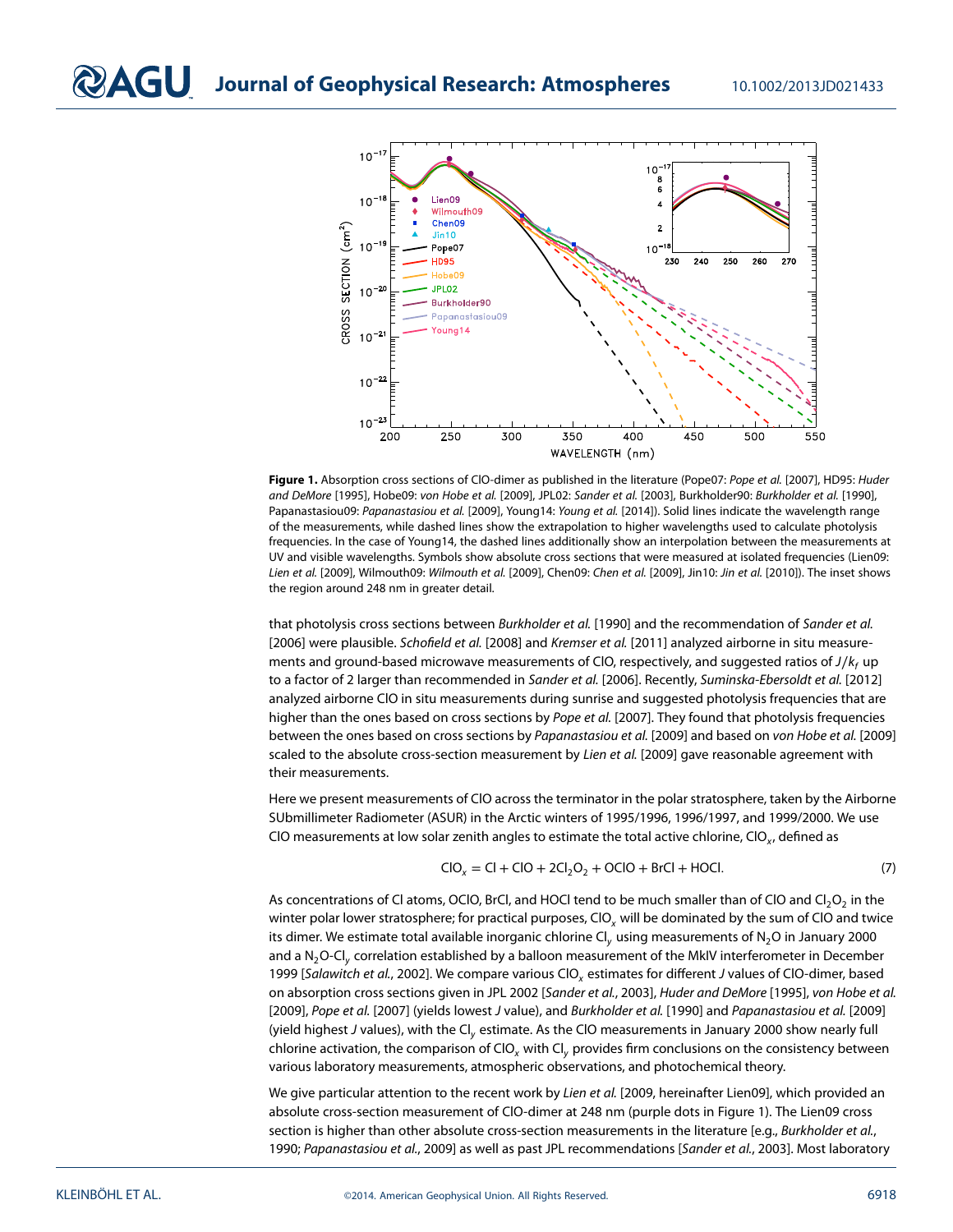**Figure 1.** Absorption cross sections of ClO-dimer as published in the literature (Pope07: *Pope et al.* [2007], HD95: *Huder and DeMore* [1995], Hobe09: *von Hobe et al.* [2009], JPL02: *Sander et al.* [2003], Burkholder90: *Burkholder et al.* [1990], Papanastasiou09: *Papanastasiou et al.* [2009], Young14: *Young et al.* [2014]). Solid lines indicate the wavelength range of the measurements, while dashed lines show the extrapolation to higher wavelengths used to calculate photolysis frequencies. In the case of Young14, the dashed lines additionally show an interpolation between the measurements at UV and visible wavelengths. Symbols show absolute cross sections that were measured at isolated frequencies (Lien09: *Lien et al.* [2009], Wilmouth09: *Wilmouth et al.* [2009], Chen09: *Chen et al.* [2009], Jin10: *Jin et al.* [2010]). The inset shows the region around 248 nm in greater detail.

that photolysis cross sections between *Burkholder et al.* [1990] and the recommendation of *Sander et al.* [2006] were plausible. *Schofield et al.* [2008] and *Kremser et al.* [2011] analyzed airborne in situ measurements and ground-based microwave measurements of ClO, respectively, and suggested ratios of $J/k_f$ up to a factor of 2 larger than recommended in *Sander et al.* [2006]. Recently, *Suminska-Ebersoldt et al.* [2012] analyzed airborne ClO in situ measurements during sunrise and suggested photolysis frequencies that are higher than the ones based on cross sections by *Pope et al.* [2007]. They found that photolysis frequencies between the ones based on cross sections by *Papanastasiou et al.* [2009] and based on *von Hobe et al.* [2009] scaled to the absolute cross-section measurement by *Lien et al.* [2009] gave reasonable agreement with their measurements.

Here we present measurements of ClO across the terminator in the polar stratosphere, taken by the Airborne SUbmillimeter Radiometer (ASUR) in the Arctic winters of 1995/1996, 1996/1997, and 1999/2000. We use ClO measurements at low solar zenith angles to estimate the total active chlorine, $ClO_x$, defined as

$$ClO_x = Cl + ClO + 2Cl_2O_2 + OClO + BrCl + HOCl. \tag{7}$$

As concentrations of Cl atoms, OClO, BrCl, and HOCl tend to be much smaller than of ClO and $Cl_2O_2$ in the winter polar lower stratosphere; for practical purposes, $ClO_x$ will be dominated by the sum of ClO and twice its dimer. We estimate total available inorganic chlorine $Cl_y$ using measurements of $N_2O$ in January 2000 and a $N_2O$-$Cl_y$ correlation established by a balloon measurement of the MkIV interferometer in December 1999 [*Salawitch et al.*, 2002]. We compare various $ClO_x$ estimates for different $J$ values of ClO-dimer, based on absorption cross sections given in JPL 2002 [*Sander et al.*, 2003], *Huder and DeMore* [1995], *von Hobe et al.* [2009], *Pope et al.* [2007] (yields lowest $J$ value), and *Burkholder et al.* [1990] and *Papanastasiou et al.* [2009] (yield highest $J$ values), with the $Cl_y$ estimate. As the ClO measurements in January 2000 show nearly full chlorine activation, the comparison of $ClO_x$ with $Cl_y$ provides firm conclusions on the consistency between various laboratory measurements, atmospheric observations, and photochemical theory.

We give particular attention to the recent work by *Lien et al.* [2009, hereinafter Lien09], which provided an absolute cross-section measurement of ClO-dimer at 248 nm (purple dots in Figure 1). The Lien09 cross section is higher than other absolute cross-section measurements in the literature [e.g., *Burkholder et al.*, 1990; *Papanastasiou et al.*, 2009] as well as past JPL recommendations [*Sander et al.*, 2003]. Most laboratory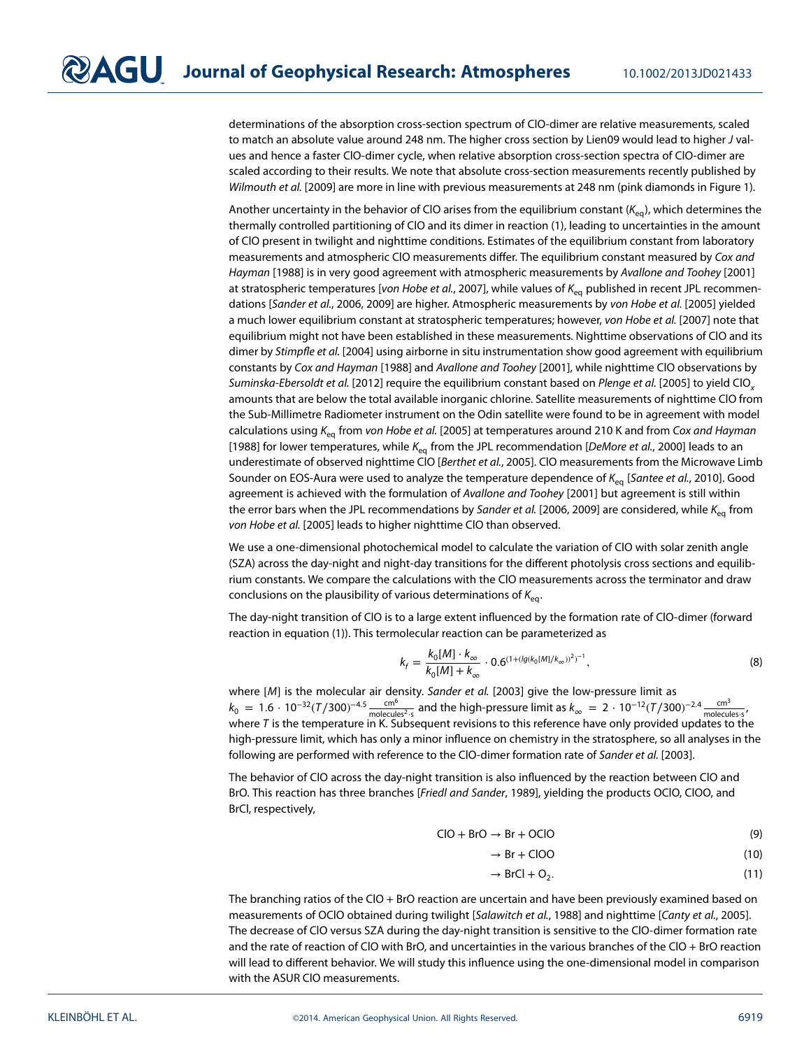determinations of the absorption cross-section spectrum of ClO-dimer are relative measurements, scaled to match an absolute value around 248 nm. The higher cross section by Lien09 would lead to higher $J$ values and hence a faster ClO-dimer cycle, when relative absorption cross-section spectra of ClO-dimer are scaled according to their results. We note that absolute cross-section measurements recently published by *Wilmouth et al.* [2009] are more in line with previous measurements at 248 nm (pink diamonds in Figure 1).

Another uncertainty in the behavior of ClO arises from the equilibrium constant ($K_{eq}$), which determines the thermally controlled partitioning of ClO and its dimer in reaction (1), leading to uncertainties in the amount of ClO present in twilight and nighttime conditions. Estimates of the equilibrium constant from laboratory measurements and atmospheric ClO measurements differ. The equilibrium constant measured by *Cox and Hayman* [1988] is in very good agreement with atmospheric measurements by *Avallone and Toohey* [2001] at stratospheric temperatures [*von Hobe et al.*, 2007], while values of $K_{eq}$ published in recent JPL recommendations [*Sander et al.*, 2006, 2009] are higher. Atmospheric measurements by *von Hobe et al.* [2005] yielded a much lower equilibrium constant at stratospheric temperatures; however, *von Hobe et al.* [2007] note that equilibrium might not have been established in these measurements. Nighttime observations of ClO and its dimer by *Stimpfle et al.* [2004] using airborne in situ instrumentation show good agreement with equilibrium constants by *Cox and Hayman* [1988] and *Avallone and Toohey* [2001], while nighttime ClO observations by *Suminska-Ebersoldt et al.* [2012] require the equilibrium constant based on *Plenge et al.* [2005] to yield $ClO_x$ amounts that are below the total available inorganic chlorine. Satellite measurements of nighttime ClO from the Sub-Millimetre Radiometer instrument on the Odin satellite were found to be in agreement with model calculations using $K_{eq}$ from *von Hobe et al.* [2005] at temperatures around 210 K and from *Cox and Hayman* [1988] for lower temperatures, while $K_{eq}$ from the JPL recommendation [*DeMore et al.*, 2000] leads to an underestimate of observed nighttime ClO [*Berthet et al.*, 2005]. ClO measurements from the Microwave Limb Sounder on EOS-Aura were used to analyze the temperature dependence of $K_{eq}$ [*Santee et al.*, 2010]. Good agreement is achieved with the formulation of *Avallone and Toohey* [2001] but agreement is still within the error bars when the JPL recommendations by *Sander et al.* [2006, 2009] are considered, while $K_{eq}$ from *von Hobe et al.* [2005] leads to higher nighttime ClO than observed.

We use a one-dimensional photochemical model to calculate the variation of ClO with solar zenith angle (SZA) across the day-night and night-day transitions for the different photolysis cross sections and equilibrium constants. We compare the calculations with the ClO measurements across the terminator and draw conclusions on the plausibility of various determinations of $K_{eq}$.

The day-night transition of ClO is to a large extent influenced by the formation rate of ClO-dimer (forward reaction in equation (1)). This termolecular reaction can be parameterized as

$$k_f = \frac{k_0[M] \cdot k_\infty}{k_0[M] + k_\infty} \cdot 0.6^{(1+(lg(k_0[M]/k_\infty))^2)^{-1}}, \tag{8}$$

where $[M]$ is the molecular air density. *Sander et al.* [2003] give the low-pressure limit as $k_0 = 1.6 \cdot 10^{-32}(T/300)^{-4.5} \frac{\text{cm}^6}{\text{molecules}^2 \cdot \text{s}}$ and the high-pressure limit as $k_\infty = 2 \cdot 10^{-12}(T/300)^{-2.4} \frac{\text{cm}^3}{\text{molecules} \cdot \text{s}}$, where $T$ is the temperature in K. Subsequent revisions to this reference have only provided updates to the high-pressure limit, which has only a minor influence on chemistry in the stratosphere, so all analyses in the following are performed with reference to the ClO-dimer formation rate of *Sander et al.* [2003].

The behavior of ClO across the day-night transition is also influenced by the reaction between ClO and BrO. This reaction has three branches [*Friedl and Sander*, 1989], yielding the products OClO, ClOO, and BrCl, respectively,

$$ClO + BrO \rightarrow Br + OClO \tag{9}$$

$$\rightarrow Br + ClOO \tag{10}$$

$$\rightarrow BrCl + O_2. \tag{11}$$

The branching ratios of the ClO + BrO reaction are uncertain and have been previously examined based on measurements of OClO obtained during twilight [*Salawitch et al.*, 1988] and nighttime [*Canty et al.*, 2005]. The decrease of ClO versus SZA during the day-night transition is sensitive to the ClO-dimer formation rate and the rate of reaction of ClO with BrO, and uncertainties in the various branches of the ClO + BrO reaction will lead to different behavior. We will study this influence using the one-dimensional model in comparison with the ASUR ClO measurements.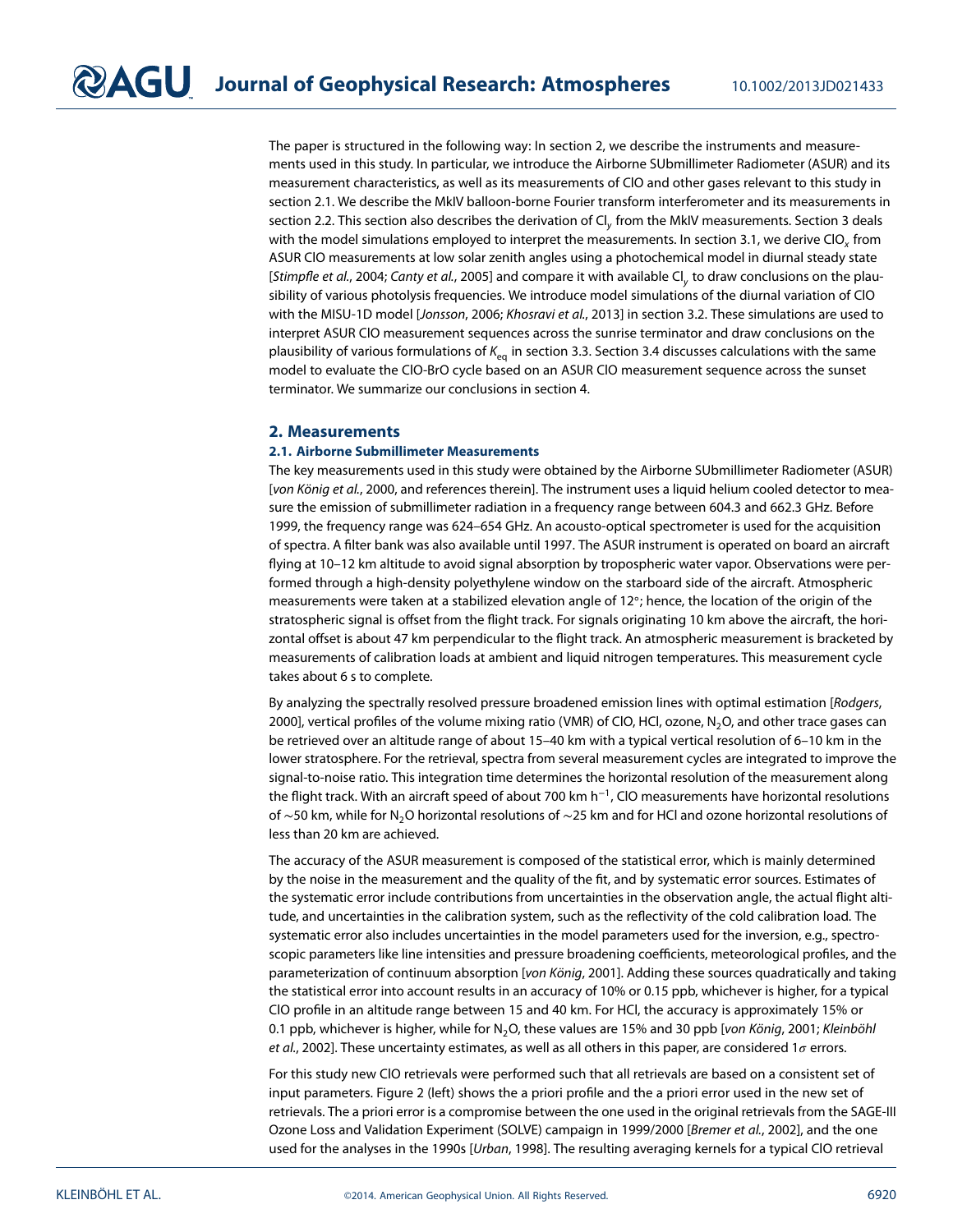The paper is structured in the following way: In section 2, we describe the instruments and measurements used in this study. In particular, we introduce the Airborne SUbmillimeter Radiometer (ASUR) and its measurement characteristics, as well as its measurements of ClO and other gases relevant to this study in section 2.1. We describe the MkIV balloon-borne Fourier transform interferometer and its measurements in section 2.2. This section also describes the derivation of $Cl_y$ from the MkIV measurements. Section 3 deals with the model simulations employed to interpret the measurements. In section 3.1, we derive $ClO_x$ from ASUR ClO measurements at low solar zenith angles using a photochemical model in diurnal steady state [*Stimpfle et al.*, 2004; *Canty et al.*, 2005] and compare it with available $Cl_y$ to draw conclusions on the plausibility of various photolysis frequencies. We introduce model simulations of the diurnal variation of ClO with the MISU-1D model [*Jonsson*, 2006; *Khosravi et al.*, 2013] in section 3.2. These simulations are used to interpret ASUR ClO measurement sequences across the sunrise terminator and draw conclusions on the plausibility of various formulations of $K_{eq}$ in section 3.3. Section 3.4 discusses calculations with the same model to evaluate the ClO-BrO cycle based on an ASUR ClO measurement sequence across the sunset terminator. We summarize our conclusions in section 4.

## 2. Measurements

### 2.1. Airborne Submillimeter Measurements

The key measurements used in this study were obtained by the Airborne SUbmillimeter Radiometer (ASUR) [*von König et al.*, 2000, and references therein]. The instrument uses a liquid helium cooled detector to measure the emission of submillimeter radiation in a frequency range between 604.3 and 662.3 GHz. Before 1999, the frequency range was 624–654 GHz. An acousto-optical spectrometer is used for the acquisition of spectra. A filter bank was also available until 1997. The ASUR instrument is operated on board an aircraft flying at 10–12 km altitude to avoid signal absorption by tropospheric water vapor. Observations were performed through a high-density polyethylene window on the starboard side of the aircraft. Atmospheric measurements were taken at a stabilized elevation angle of 12°; hence, the location of the origin of the stratospheric signal is offset from the flight track. For signals originating 10 km above the aircraft, the horizontal offset is about 47 km perpendicular to the flight track. An atmospheric measurement is bracketed by measurements of calibration loads at ambient and liquid nitrogen temperatures. This measurement cycle takes about 6 s to complete.

By analyzing the spectrally resolved pressure broadened emission lines with optimal estimation [*Rodgers*, 2000], vertical profiles of the volume mixing ratio (VMR) of ClO, HCl, ozone, $N_2O$, and other trace gases can be retrieved over an altitude range of about 15–40 km with a typical vertical resolution of 6–10 km in the lower stratosphere. For the retrieval, spectra from several measurement cycles are integrated to improve the signal-to-noise ratio. This integration time determines the horizontal resolution of the measurement along the flight track. With an aircraft speed of about 700 km $h^{-1}$, ClO measurements have horizontal resolutions of ∼50 km, while for $N_2O$ horizontal resolutions of ∼25 km and for HCl and ozone horizontal resolutions of less than 20 km are achieved.

The accuracy of the ASUR measurement is composed of the statistical error, which is mainly determined by the noise in the measurement and the quality of the fit, and by systematic error sources. Estimates of the systematic error include contributions from uncertainties in the observation angle, the actual flight altitude, and uncertainties in the calibration system, such as the reflectivity of the cold calibration load. The systematic error also includes uncertainties in the model parameters used for the inversion, e.g., spectroscopic parameters like line intensities and pressure broadening coefficients, meteorological profiles, and the parameterization of continuum absorption [*von König*, 2001]. Adding these sources quadratically and taking the statistical error into account results in an accuracy of 10% or 0.15 ppb, whichever is higher, for a typical ClO profile in an altitude range between 15 and 40 km. For HCl, the accuracy is approximately 15% or 0.1 ppb, whichever is higher, while for $N_2O$, these values are 15% and 30 ppb [*von König*, 2001; *Kleinböhl et al.*, 2002]. These uncertainty estimates, as well as all others in this paper, are considered 1$\sigma$ errors.

For this study new ClO retrievals were performed such that all retrievals are based on a consistent set of input parameters. Figure 2 (left) shows the a priori profile and the a priori error used in the new set of retrievals. The a priori error is a compromise between the one used in the original retrievals from the SAGE-III Ozone Loss and Validation Experiment (SOLVE) campaign in 1999/2000 [*Bremer et al.*, 2002], and the one used for the analyses in the 1990s [*Urban*, 1998]. The resulting averaging kernels for a typical ClO retrieval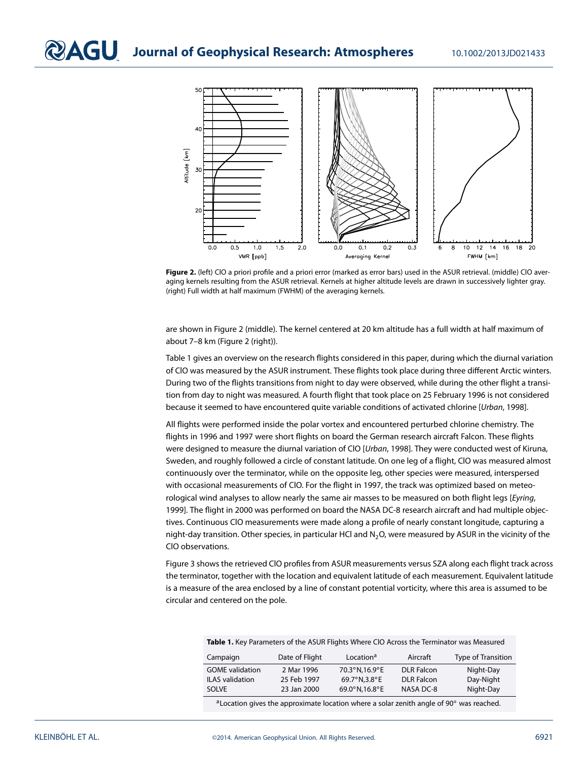**Figure 2.** (left) ClO a priori profile and a priori error (marked as error bars) used in the ASUR retrieval. (middle) ClO averaging kernels resulting from the ASUR retrieval. Kernels at higher altitude levels are drawn in successively lighter gray. (right) Full width at half maximum (FWHM) of the averaging kernels.

are shown in Figure 2 (middle). The kernel centered at 20 km altitude has a full width at half maximum of about 7–8 km (Figure 2 (right)).

Table 1 gives an overview on the research flights considered in this paper, during which the diurnal variation of ClO was measured by the ASUR instrument. These flights took place during three different Arctic winters. During two of the flights transitions from night to day were observed, while during the other flight a transition from day to night was measured. A fourth flight that took place on 25 February 1996 is not considered because it seemed to have encountered quite variable conditions of activated chlorine [*Urban*, 1998].

All flights were performed inside the polar vortex and encountered perturbed chlorine chemistry. The flights in 1996 and 1997 were short flights on board the German research aircraft Falcon. These flights were designed to measure the diurnal variation of ClO [*Urban*, 1998]. They were conducted west of Kiruna, Sweden, and roughly followed a circle of constant latitude. On one leg of a flight, ClO was measured almost continuously over the terminator, while on the opposite leg, other species were measured, interspersed with occasional measurements of ClO. For the flight in 1997, the track was optimized based on meteorological wind analyses to allow nearly the same air masses to be measured on both flight legs [*Eyring*, 1999]. The flight in 2000 was performed on board the NASA DC-8 research aircraft and had multiple objectives. Continuous ClO measurements were made along a profile of nearly constant longitude, capturing a night-day transition. Other species, in particular HCl and $N_2O$, were measured by ASUR in the vicinity of the ClO observations.

Figure 3 shows the retrieved ClO profiles from ASUR measurements versus SZA along each flight track across the terminator, together with the location and equivalent latitude of each measurement. Equivalent latitude is a measure of the area enclosed by a line of constant potential vorticity, where this area is assumed to be circular and centered on the pole.

**Table 1.** Key Parameters of the ASUR Flights Where ClO Across the Terminator was Measured

| Campaign | Date of Flight | Location[a] | Aircraft | Type of Transition |
|---|---|---|---|---|
| GOME validation | 2 Mar 1996 | 70.3°N,16.9°E | DLR Falcon | Night-Day |
| ILAS validation | 25 Feb 1997 | 69.7°N,3.8°E | DLR Falcon | Day-Night |
| SOLVE | 23 Jan 2000 | 69.0°N,16.8°E | NASA DC-8 | Night-Day |

[a]Location gives the approximate location where a solar zenith angle of 90° was reached.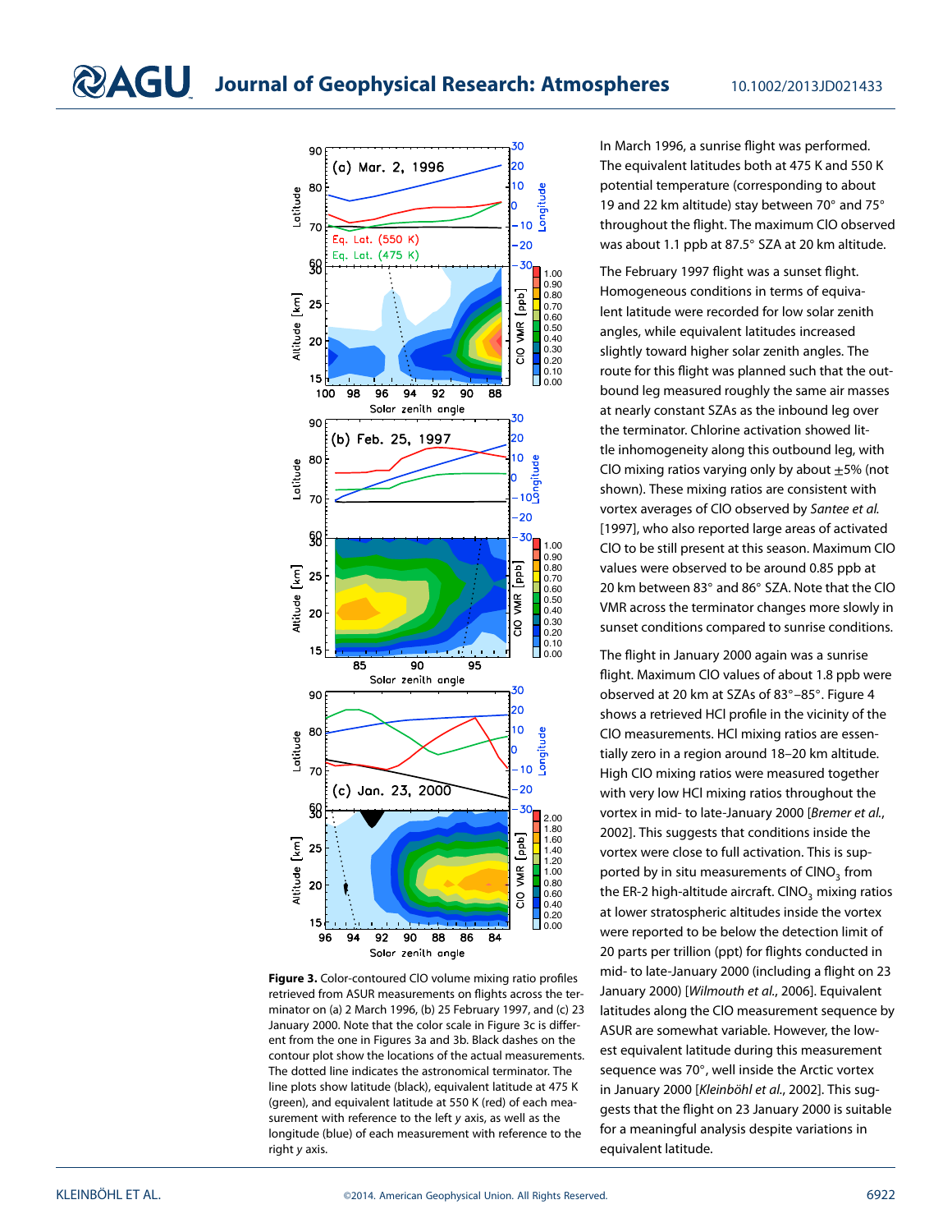Figure 3. Color-contoured ClO volume mixing ratio profiles retrieved from ASUR measurements on flights across the terminator on (a) 2 March 1996, (b) 25 February 1997, and (c) 23 January 2000. Note that the color scale in Figure 3c is different from the one in Figures 3a and 3b. Black dashes on the contour plot show the locations of the actual measurements. The dotted line indicates the astronomical terminator. The line plots show latitude (black), equivalent latitude at 475 K (green), and equivalent latitude at 550 K (red) of each measurement with reference to the left *y* axis, as well as the longitude (blue) of each measurement with reference to the right *y* axis.

In March 1996, a sunrise flight was performed. The equivalent latitudes both at 475 K and 550 K potential temperature (corresponding to about 19 and 22 km altitude) stay between 70° and 75° throughout the flight. The maximum ClO observed was about 1.1 ppb at 87.5° SZA at 20 km altitude.

The February 1997 flight was a sunset flight. Homogeneous conditions in terms of equivalent latitude were recorded for low solar zenith angles, while equivalent latitudes increased slightly toward higher solar zenith angles. The route for this flight was planned such that the outbound leg measured roughly the same air masses at nearly constant SZAs as the inbound leg over the terminator. Chlorine activation showed little inhomogeneity along this outbound leg, with ClO mixing ratios varying only by about ±5% (not shown). These mixing ratios are consistent with vortex averages of ClO observed by *Santee et al.* [1997], who also reported large areas of activated ClO to be still present at this season. Maximum ClO values were observed to be around 0.85 ppb at 20 km between 83° and 86° SZA. Note that the ClO VMR across the terminator changes more slowly in sunset conditions compared to sunrise conditions.

The flight in January 2000 again was a sunrise flight. Maximum ClO values of about 1.8 ppb were observed at 20 km at SZAs of 83°–85°. Figure 4 shows a retrieved HCl profile in the vicinity of the ClO measurements. HCl mixing ratios are essentially zero in a region around 18–20 km altitude. High ClO mixing ratios were measured together with very low HCl mixing ratios throughout the vortex in mid- to late-January 2000 [*Bremer et al.*, 2002]. This suggests that conditions inside the vortex were close to full activation. This is supported by in situ measurements of $ClNO_3$ from the ER-2 high-altitude aircraft. $ClNO_3$ mixing ratios at lower stratospheric altitudes inside the vortex were reported to be below the detection limit of 20 parts per trillion (ppt) for flights conducted in mid- to late-January 2000 (including a flight on 23 January 2000) [*Wilmouth et al.*, 2006]. Equivalent latitudes along the ClO measurement sequence by ASUR are somewhat variable. However, the lowest equivalent latitude during this measurement sequence was 70°, well inside the Arctic vortex in January 2000 [*Kleinböhl et al.*, 2002]. This suggests that the flight on 23 January 2000 is suitable for a meaningful analysis despite variations in equivalent latitude.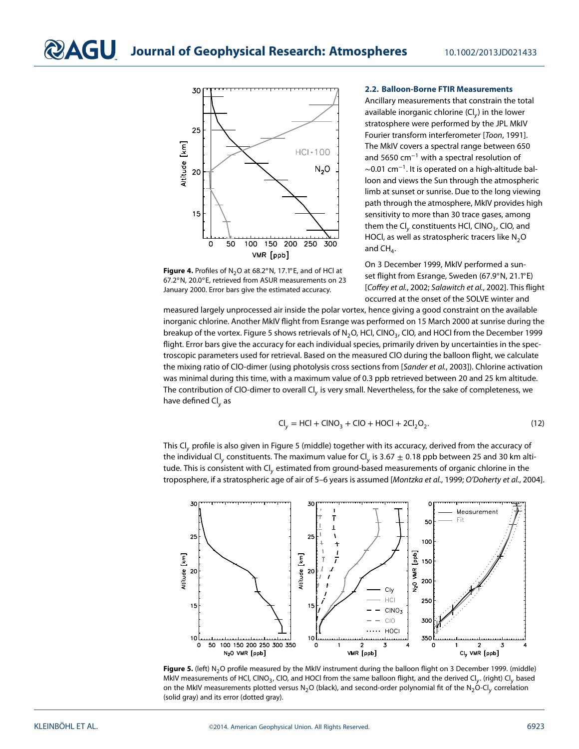**Figure 4.** Profiles of $N_2O$ at 68.2°N, 17.1°E, and of HCl at 67.2°N, 20.0°E, retrieved from ASUR measurements on 23 January 2000. Error bars give the estimated accuracy.

### 2.2. Balloon-Borne FTIR Measurements

Ancillary measurements that constrain the total available inorganic chlorine ($Cl_y$) in the lower stratosphere were performed by the JPL MkIV Fourier transform interferometer [*Toon*, 1991]. The MkIV covers a spectral range between 650 and 5650 $cm^{-1}$ with a spectral resolution of $\sim$0.01 $cm^{-1}$. It is operated on a high-altitude balloon and views the Sun through the atmospheric limb at sunset or sunrise. Due to the long viewing path through the atmosphere, MkIV provides high sensitivity to more than 30 trace gases, among them the $Cl_y$ constituents HCl, $ClNO_3$, ClO, and HOCl, as well as stratospheric tracers like $N_2O$ and $CH_4$.

On 3 December 1999, MkIV performed a sunset flight from Esrange, Sweden (67.9°N, 21.1°E) [*Coffey et al.*, 2002; *Salawitch et al.*, 2002]. This flight occurred at the onset of the SOLVE winter and measured largely unprocessed air inside the polar vortex, hence giving a good constraint on the available inorganic chlorine. Another MkIV flight from Esrange was performed on 15 March 2000 at sunrise during the breakup of the vortex. Figure 5 shows retrievals of $N_2O$, HCl, $ClNO_3$, ClO, and HOCl from the December 1999 flight. Error bars give the accuracy for each individual species, primarily driven by uncertainties in the spectroscopic parameters used for retrieval. Based on the measured ClO during the balloon flight, we calculate the mixing ratio of ClO-dimer (using photolysis cross sections from [*Sander et al.*, 2003]). Chlorine activation was minimal during this time, with a maximum value of 0.3 ppb retrieved between 20 and 25 km altitude. The contribution of ClO-dimer to overall $Cl_y$ is very small. Nevertheless, for the sake of completeness, we have defined $Cl_y$ as

$$Cl_y = HCl + ClNO_3 + ClO + HOCl + 2Cl_2O_2. \tag{12}$$

This $Cl_y$ profile is also given in Figure 5 (middle) together with its accuracy, derived from the accuracy of the individual $Cl_y$ constituents. The maximum value for $Cl_y$ is 3.67 $\pm$ 0.18 ppb between 25 and 30 km altitude. This is consistent with $Cl_y$ estimated from ground-based measurements of organic chlorine in the troposphere, if a stratospheric age of air of 5–6 years is assumed [*Montzka et al.*, 1999; *O'Doherty et al.*, 2004].

**Figure 5.** (left) $N_2O$ profile measured by the MkIV instrument during the balloon flight on 3 December 1999. (middle) MkIV measurements of HCl, $ClNO_3$, ClO, and HOCl from the same balloon flight, and the derived $Cl_y$. (right) $Cl_y$ based on the MkIV measurements plotted versus $N_2O$ (black), and second-order polynomial fit of the $N_2O$-$Cl_y$ correlation (solid gray) and its error (dotted gray).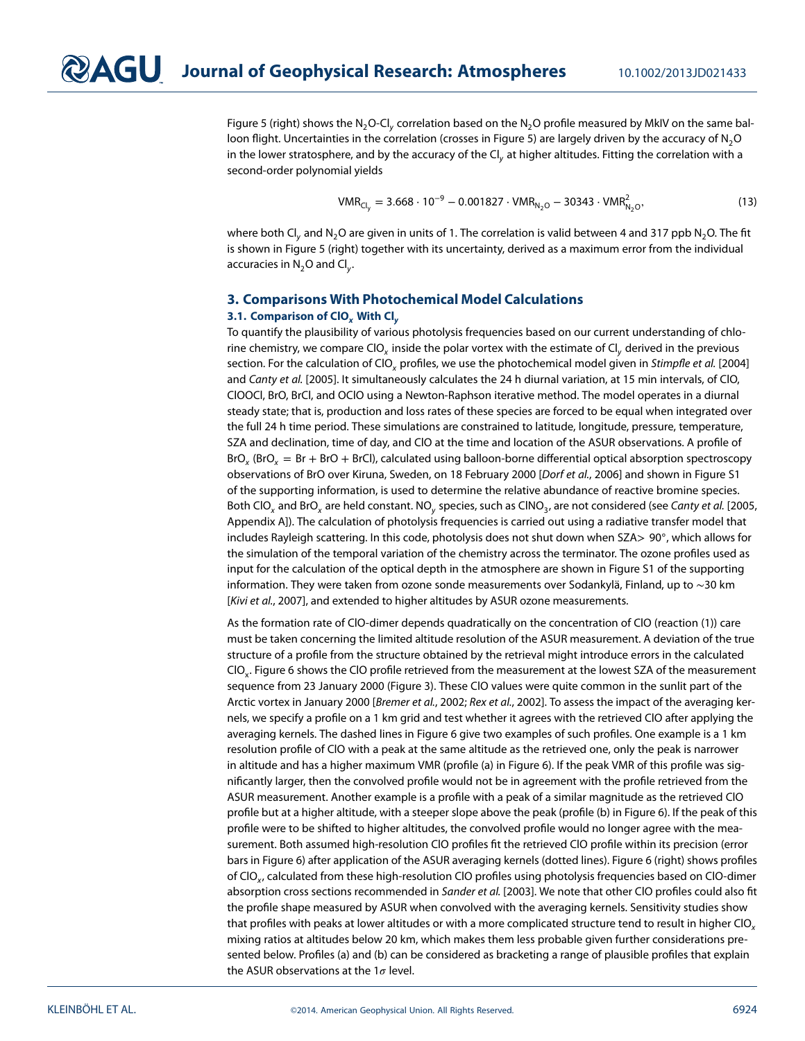Figure 5 (right) shows the $N_2O$-$Cl_y$ correlation based on the $N_2O$ profile measured by MkIV on the same balloon flight. Uncertainties in the correlation (crosses in Figure 5) are largely driven by the accuracy of $N_2O$ in the lower stratosphere, and by the accuracy of the $Cl_y$ at higher altitudes. Fitting the correlation with a second-order polynomial yields

$$\mathrm{VMR}_{\mathrm{Cl}_y} = 3.668 \cdot 10^{-9} - 0.001827 \cdot \mathrm{VMR}_{\mathrm{N_2O}} - 30343 \cdot \mathrm{VMR}^2_{\mathrm{N_2O}}, \tag{13}$$

where both $Cl_y$ and $N_2O$ are given in units of 1. The correlation is valid between 4 and 317 ppb $N_2O$. The fit is shown in Figure 5 (right) together with its uncertainty, derived as a maximum error from the individual accuracies in $N_2O$ and $Cl_y$.

## 3. Comparisons With Photochemical Model Calculations

### 3.1. Comparison of $ClO_x$ With $Cl_y$

To quantify the plausibility of various photolysis frequencies based on our current understanding of chlorine chemistry, we compare $ClO_x$ inside the polar vortex with the estimate of $Cl_y$ derived in the previous section. For the calculation of $ClO_x$ profiles, we use the photochemical model given in *Stimpfle et al.* [2004] and *Canty et al.* [2005]. It simultaneously calculates the 24 h diurnal variation, at 15 min intervals, of ClO, ClOOCl, BrO, BrCl, and OClO using a Newton-Raphson iterative method. The model operates in a diurnal steady state; that is, production and loss rates of these species are forced to be equal when integrated over the full 24 h time period. These simulations are constrained to latitude, longitude, pressure, temperature, SZA and declination, time of day, and ClO at the time and location of the ASUR observations. A profile of $BrO_x$ ($BrO_x$ = Br + BrO + BrCl), calculated using balloon-borne differential optical absorption spectroscopy observations of BrO over Kiruna, Sweden, on 18 February 2000 [*Dorf et al.*, 2006] and shown in Figure S1 of the supporting information, is used to determine the relative abundance of reactive bromine species. Both $ClO_x$ and $BrO_x$ are held constant. $NO_y$ species, such as $ClNO_3$, are not considered (see *Canty et al.* [2005, Appendix A]). The calculation of photolysis frequencies is carried out using a radiative transfer model that includes Rayleigh scattering. In this code, photolysis does not shut down when SZA> 90°, which allows for the simulation of the temporal variation of the chemistry across the terminator. The ozone profiles used as input for the calculation of the optical depth in the atmosphere are shown in Figure S1 of the supporting information. They were taken from ozone sonde measurements over Sodankylä, Finland, up to ∼30 km [*Kivi et al.*, 2007], and extended to higher altitudes by ASUR ozone measurements.

As the formation rate of ClO-dimer depends quadratically on the concentration of ClO (reaction (1)) care must be taken concerning the limited altitude resolution of the ASUR measurement. A deviation of the true structure of a profile from the structure obtained by the retrieval might introduce errors in the calculated $ClO_x$. Figure 6 shows the ClO profile retrieved from the measurement at the lowest SZA of the measurement sequence from 23 January 2000 (Figure 3). These ClO values were quite common in the sunlit part of the Arctic vortex in January 2000 [*Bremer et al.*, 2002; *Rex et al.*, 2002]. To assess the impact of the averaging kernels, we specify a profile on a 1 km grid and test whether it agrees with the retrieved ClO after applying the averaging kernels. The dashed lines in Figure 6 give two examples of such profiles. One example is a 1 km resolution profile of ClO with a peak at the same altitude as the retrieved one, only the peak is narrower in altitude and has a higher maximum VMR (profile (a) in Figure 6). If the peak VMR of this profile was significantly larger, then the convolved profile would not be in agreement with the profile retrieved from the ASUR measurement. Another example is a profile with a peak of a similar magnitude as the retrieved ClO profile but at a higher altitude, with a steeper slope above the peak (profile (b) in Figure 6). If the peak of this profile were to be shifted to higher altitudes, the convolved profile would no longer agree with the measurement. Both assumed high-resolution ClO profiles fit the retrieved ClO profile within its precision (error bars in Figure 6) after application of the ASUR averaging kernels (dotted lines). Figure 6 (right) shows profiles of $ClO_x$, calculated from these high-resolution ClO profiles using photolysis frequencies based on ClO-dimer absorption cross sections recommended in *Sander et al.* [2003]. We note that other ClO profiles could also fit the profile shape measured by ASUR when convolved with the averaging kernels. Sensitivity studies show that profiles with peaks at lower altitudes or with a more complicated structure tend to result in higher $ClO_x$ mixing ratios at altitudes below 20 km, which makes them less probable given further considerations presented below. Profiles (a) and (b) can be considered as bracketing a range of plausible profiles that explain the ASUR observations at the 1$\sigma$ level.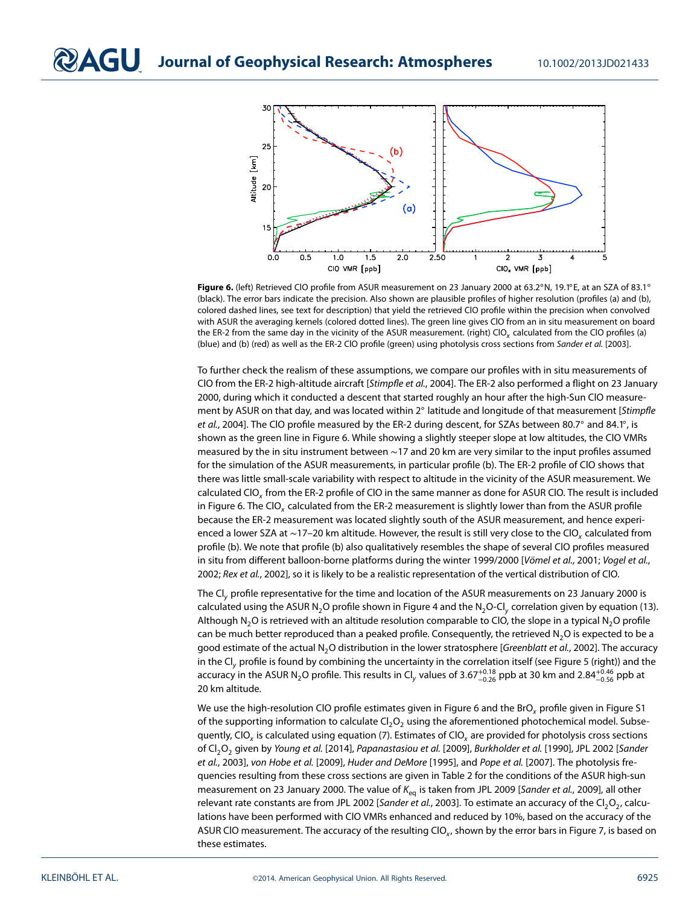**Figure 6.** (left) Retrieved ClO profile from ASUR measurement on 23 January 2000 at 63.2°N, 19.1°E, at an SZA of 83.1° (black). The error bars indicate the precision. Also shown are plausible profiles of higher resolution (profiles (a) and (b), colored dashed lines, see text for description) that yield the retrieved ClO profile within the precision when convolved with ASUR the averaging kernels (colored dotted lines). The green line gives ClO from an in situ measurement on board the ER-2 from the same day in the vicinity of the ASUR measurement. (right) $ClO_x$ calculated from the ClO profiles (a) (blue) and (b) (red) as well as the ER-2 ClO profile (green) using photolysis cross sections from *Sander et al.* [2003].

To further check the realism of these assumptions, we compare our profiles with in situ measurements of ClO from the ER-2 high-altitude aircraft [*Stimpfle et al.*, 2004]. The ER-2 also performed a flight on 23 January 2000, during which it conducted a descent that started roughly an hour after the high-Sun ClO measurement by ASUR on that day, and was located within 2° latitude and longitude of that measurement [*Stimpfle et al.*, 2004]. The ClO profile measured by the ER-2 during descent, for SZAs between 80.7° and 84.1°, is shown as the green line in Figure 6. While showing a slightly steeper slope at low altitudes, the ClO VMRs measured by the in situ instrument between ∼17 and 20 km are very similar to the input profiles assumed for the simulation of the ASUR measurements, in particular profile (b). The ER-2 profile of ClO shows that there was little small-scale variability with respect to altitude in the vicinity of the ASUR measurement. We calculated $ClO_x$ from the ER-2 profile of ClO in the same manner as done for ASUR ClO. The result is included in Figure 6. The $ClO_x$ calculated from the ER-2 measurement is slightly lower than from the ASUR profile because the ER-2 measurement was located slightly south of the ASUR measurement, and hence experienced a lower SZA at ∼17–20 km altitude. However, the result is still very close to the $ClO_x$ calculated from profile (b). We note that profile (b) also qualitatively resembles the shape of several ClO profiles measured in situ from different balloon-borne platforms during the winter 1999/2000 [*Vömel et al.*, 2001; *Vogel et al.*, 2002; *Rex et al.*, 2002], so it is likely to be a realistic representation of the vertical distribution of ClO.

The $Cl_y$ profile representative for the time and location of the ASUR measurements on 23 January 2000 is calculated using the ASUR $N_2O$ profile shown in Figure 4 and the $N_2O$-$Cl_y$ correlation given by equation (13). Although $N_2O$ is retrieved with an altitude resolution comparable to ClO, the slope in a typical $N_2O$ profile can be much better reproduced than a peaked profile. Consequently, the retrieved $N_2O$ is expected to be a good estimate of the actual $N_2O$ distribution in the lower stratosphere [*Greenblatt et al.*, 2002]. The accuracy in the $Cl_y$ profile is found by combining the uncertainty in the correlation itself (see Figure 5 (right)) and the accuracy in the ASUR $N_2O$ profile. This results in $Cl_y$ values of $3.67^{+0.18}_{-0.26}$ ppb at 30 km and $2.84^{+0.46}_{-0.56}$ ppb at 20 km altitude.

We use the high-resolution ClO profile estimates given in Figure 6 and the $BrO_x$ profile given in Figure S1 of the supporting information to calculate $Cl_2O_2$ using the aforementioned photochemical model. Subsequently, $ClO_x$ is calculated using equation (7). Estimates of $ClO_x$ are provided for photolysis cross sections of $Cl_2O_2$ given by *Young et al.* [2014], *Papanastasiou et al.* [2009], *Burkholder et al.* [1990], JPL 2002 [*Sander et al.*, 2003], *von Hobe et al.* [2009], *Huder and DeMore* [1995], and *Pope et al.* [2007]. The photolysis frequencies resulting from these cross sections are given in Table 2 for the conditions of the ASUR high-sun measurement on 23 January 2000. The value of $K_{eq}$ is taken from JPL 2009 [*Sander et al.*, 2009], all other relevant rate constants are from JPL 2002 [*Sander et al.*, 2003]. To estimate an accuracy of the $Cl_2O_2$, calculations have been performed with ClO VMRs enhanced and reduced by 10%, based on the accuracy of the ASUR ClO measurement. The accuracy of the resulting $ClO_x$, shown by the error bars in Figure 7, is based on these estimates.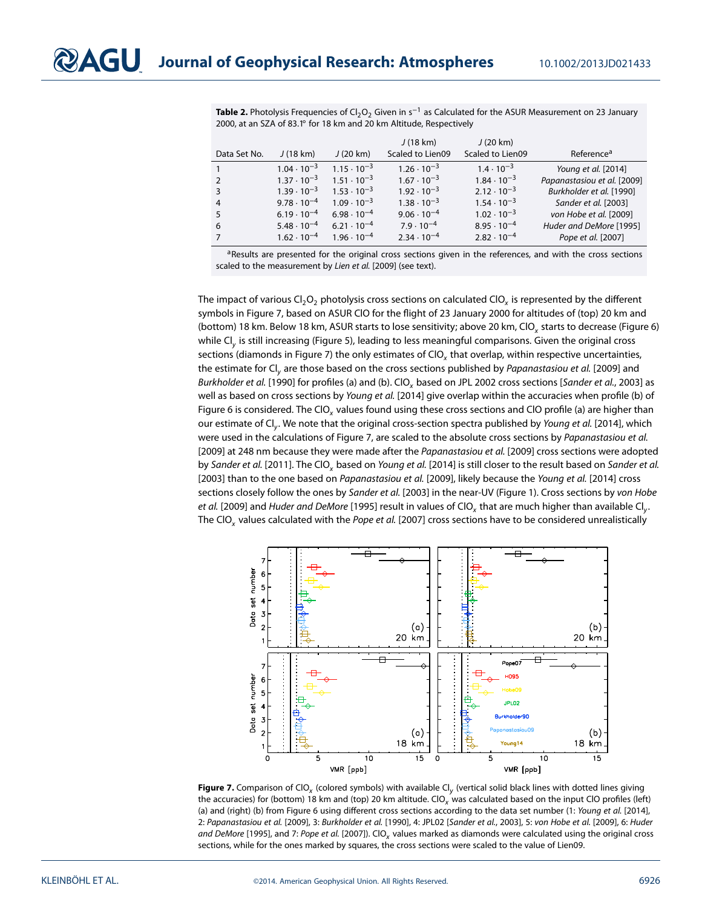**Table 2.** Photolysis Frequencies of $Cl_2O_2$ Given in $s^{-1}$ as Calculated for the ASUR Measurement on 23 January 2000, at an SZA of 83.1° for 18 km and 20 km Altitude, Respectively

| Data Set No. | $J$ (18 km) | $J$ (20 km) | $J$ (18 km) Scaled to Lien09 | $J$ (20 km) Scaled to Lien09 | Reference[a] |
|---|---|---|---|---|---|
| 1 | $1.04 \cdot 10^{-3}$ | $1.15 \cdot 10^{-3}$ | $1.26 \cdot 10^{-3}$ | $1.4 \cdot 10^{-3}$ | *Young et al.* [2014] |
| 2 | $1.37 \cdot 10^{-3}$ | $1.51 \cdot 10^{-3}$ | $1.67 \cdot 10^{-3}$ | $1.84 \cdot 10^{-3}$ | *Papanastasiou et al.* [2009] |
| 3 | $1.39 \cdot 10^{-3}$ | $1.53 \cdot 10^{-3}$ | $1.92 \cdot 10^{-3}$ | $2.12 \cdot 10^{-3}$ | *Burkholder et al.* [1990] |
| 4 | $9.78 \cdot 10^{-4}$ | $1.09 \cdot 10^{-3}$ | $1.38 \cdot 10^{-3}$ | $1.54 \cdot 10^{-3}$ | *Sander et al.* [2003] |
| 5 | $6.19 \cdot 10^{-4}$ | $6.98 \cdot 10^{-4}$ | $9.06 \cdot 10^{-4}$ | $1.02 \cdot 10^{-3}$ | *von Hobe et al.* [2009] |
| 6 | $5.48 \cdot 10^{-4}$ | $6.21 \cdot 10^{-4}$ | $7.9 \cdot 10^{-4}$ | $8.95 \cdot 10^{-4}$ | *Huder and DeMore* [1995] |
| 7 | $1.62 \cdot 10^{-4}$ | $1.96 \cdot 10^{-4}$ | $2.34 \cdot 10^{-4}$ | $2.82 \cdot 10^{-4}$ | *Pope et al.* [2007] |

[a]Results are presented for the original cross sections given in the references, and with the cross sections scaled to the measurement by *Lien et al.* [2009] (see text).

The impact of various $Cl_2O_2$ photolysis cross sections on calculated $ClO_x$ is represented by the different symbols in Figure 7, based on ASUR ClO for the flight of 23 January 2000 for altitudes of (top) 20 km and (bottom) 18 km. Below 18 km, ASUR starts to lose sensitivity; above 20 km, $ClO_x$ starts to decrease (Figure 6) while $Cl_y$ is still increasing (Figure 5), leading to less meaningful comparisons. Given the original cross sections (diamonds in Figure 7) the only estimates of $ClO_x$ that overlap, within respective uncertainties, the estimate for $Cl_y$ are those based on the cross sections published by *Papanastasiou et al.* [2009] and *Burkholder et al.* [1990] for profiles (a) and (b). $ClO_x$ based on JPL 2002 cross sections [*Sander et al.*, 2003] as well as based on cross sections by *Young et al.* [2014] give overlap within the accuracies when profile (b) of Figure 6 is considered. The $ClO_x$ values found using these cross sections and ClO profile (a) are higher than our estimate of $Cl_y$. We note that the original cross-section spectra published by *Young et al.* [2014], which were used in the calculations of Figure 7, are scaled to the absolute cross sections by *Papanastasiou et al.* [2009] at 248 nm because they were made after the *Papanastasiou et al.* [2009] cross sections were adopted by *Sander et al.* [2011]. The $ClO_x$ based on *Young et al.* [2014] is still closer to the result based on *Sander et al.* [2003] than to the one based on *Papanastasiou et al.* [2009], likely because the *Young et al.* [2014] cross sections closely follow the ones by *Sander et al.* [2003] in the near-UV (Figure 1). Cross sections by *von Hobe et al.* [2009] and *Huder and DeMore* [1995] result in values of $ClO_x$ that are much higher than available $Cl_y$. The $ClO_x$ values calculated with the *Pope et al.* [2007] cross sections have to be considered unrealistically

**Figure 7.** Comparison of $ClO_x$ (colored symbols) with available $Cl_y$ (vertical solid black lines with dotted lines giving the accuracies) for (bottom) 18 km and (top) 20 km altitude. $ClO_x$ was calculated based on the input ClO profiles (left) (a) and (right) (b) from Figure 6 using different cross sections according to the data set number (1: *Young et al.* [2014], 2: *Papanastasiou et al.* [2009], 3: *Burkholder et al.* [1990], 4: JPL02 [*Sander et al.*, 2003], 5: *von Hobe et al.* [2009], 6: *Huder and DeMore* [1995], and 7: *Pope et al.* [2007]). $ClO_x$ values marked as diamonds were calculated using the original cross sections, while for the ones marked by squares, the cross sections were scaled to the value of Lien09.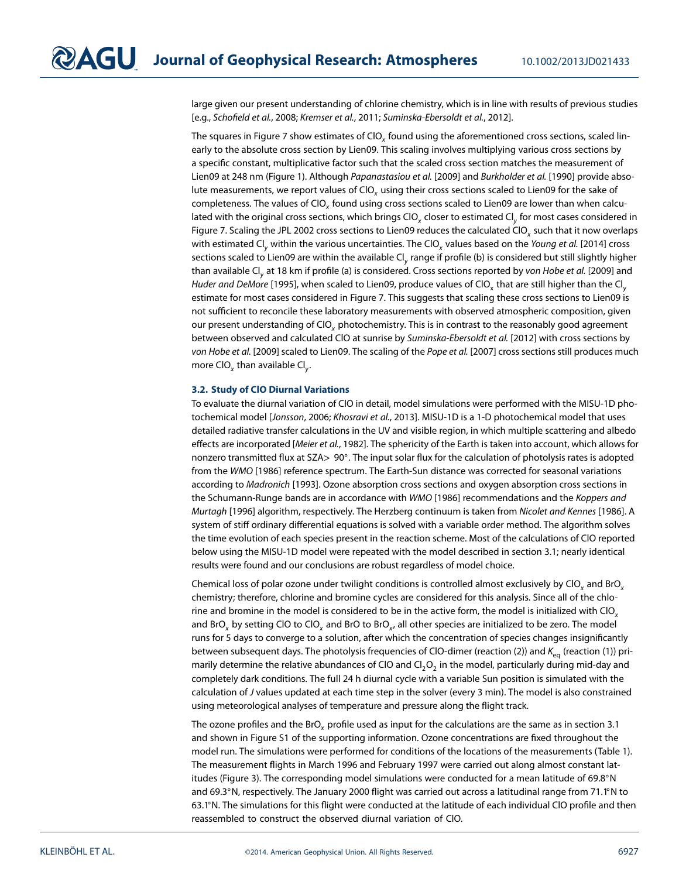large given our present understanding of chlorine chemistry, which is in line with results of previous studies [e.g., *Schofield et al.*, 2008; *Kremser et al.*, 2011; *Suminska-Ebersoldt et al.*, 2012].

The squares in Figure 7 show estimates of $ClO_x$ found using the aforementioned cross sections, scaled linearly to the absolute cross section by Lien09. This scaling involves multiplying various cross sections by a specific constant, multiplicative factor such that the scaled cross section matches the measurement of Lien09 at 248 nm (Figure 1). Although *Papanastasiou et al.* [2009] and *Burkholder et al.* [1990] provide absolute measurements, we report values of $ClO_x$ using their cross sections scaled to Lien09 for the sake of completeness. The values of $ClO_x$ found using cross sections scaled to Lien09 are lower than when calculated with the original cross sections, which brings $ClO_x$ closer to estimated $Cl_y$ for most cases considered in Figure 7. Scaling the JPL 2002 cross sections to Lien09 reduces the calculated $ClO_x$ such that it now overlaps with estimated $Cl_y$ within the various uncertainties. The $ClO_x$ values based on the *Young et al.* [2014] cross sections scaled to Lien09 are within the available $Cl_y$ range if profile (b) is considered but still slightly higher than available $Cl_y$ at 18 km if profile (a) is considered. Cross sections reported by *von Hobe et al.* [2009] and *Huder and DeMore* [1995], when scaled to Lien09, produce values of $ClO_x$ that are still higher than the $Cl_y$ estimate for most cases considered in Figure 7. This suggests that scaling these cross sections to Lien09 is not sufficient to reconcile these laboratory measurements with observed atmospheric composition, given our present understanding of $ClO_x$ photochemistry. This is in contrast to the reasonably good agreement between observed and calculated ClO at sunrise by *Suminska-Ebersoldt et al.* [2012] with cross sections by *von Hobe et al.* [2009] scaled to Lien09. The scaling of the *Pope et al.* [2007] cross sections still produces much more $ClO_x$ than available $Cl_y$.

### 3.2. Study of ClO Diurnal Variations

To evaluate the diurnal variation of ClO in detail, model simulations were performed with the MISU-1D photochemical model [*Jonsson*, 2006; *Khosravi et al.*, 2013]. MISU-1D is a 1-D photochemical model that uses detailed radiative transfer calculations in the UV and visible region, in which multiple scattering and albedo effects are incorporated [*Meier et al.*, 1982]. The sphericity of the Earth is taken into account, which allows for nonzero transmitted flux at SZA> 90°. The input solar flux for the calculation of photolysis rates is adopted from the *WMO* [1986] reference spectrum. The Earth-Sun distance was corrected for seasonal variations according to *Madronich* [1993]. Ozone absorption cross sections and oxygen absorption cross sections in the Schumann-Runge bands are in accordance with *WMO* [1986] recommendations and the *Koppers and Murtagh* [1996] algorithm, respectively. The Herzberg continuum is taken from *Nicolet and Kennes* [1986]. A system of stiff ordinary differential equations is solved with a variable order method. The algorithm solves the time evolution of each species present in the reaction scheme. Most of the calculations of ClO reported below using the MISU-1D model were repeated with the model described in section 3.1; nearly identical results were found and our conclusions are robust regardless of model choice.

Chemical loss of polar ozone under twilight conditions is controlled almost exclusively by $ClO_x$ and $BrO_x$ chemistry; therefore, chlorine and bromine cycles are considered for this analysis. Since all of the chlorine and bromine in the model is considered to be in the active form, the model is initialized with $ClO_x$ and $BrO_x$ by setting ClO to $ClO_x$ and BrO to $BrO_x$, all other species are initialized to be zero. The model runs for 5 days to converge to a solution, after which the concentration of species changes insignificantly between subsequent days. The photolysis frequencies of ClO-dimer (reaction (2)) and $K_{eq}$ (reaction (1)) primarily determine the relative abundances of ClO and $Cl_2O_2$ in the model, particularly during mid-day and completely dark conditions. The full 24 h diurnal cycle with a variable Sun position is simulated with the calculation of *J* values updated at each time step in the solver (every 3 min). The model is also constrained using meteorological analyses of temperature and pressure along the flight track.

The ozone profiles and the $BrO_x$ profile used as input for the calculations are the same as in section 3.1 and shown in Figure S1 of the supporting information. Ozone concentrations are fixed throughout the model run. The simulations were performed for conditions of the locations of the measurements (Table 1). The measurement flights in March 1996 and February 1997 were carried out along almost constant latitudes (Figure 3). The corresponding model simulations were conducted for a mean latitude of 69.8°N and 69.3°N, respectively. The January 2000 flight was carried out across a latitudinal range from 71.1°N to 63.1°N. The simulations for this flight were conducted at the latitude of each individual ClO profile and then reassembled to construct the observed diurnal variation of ClO.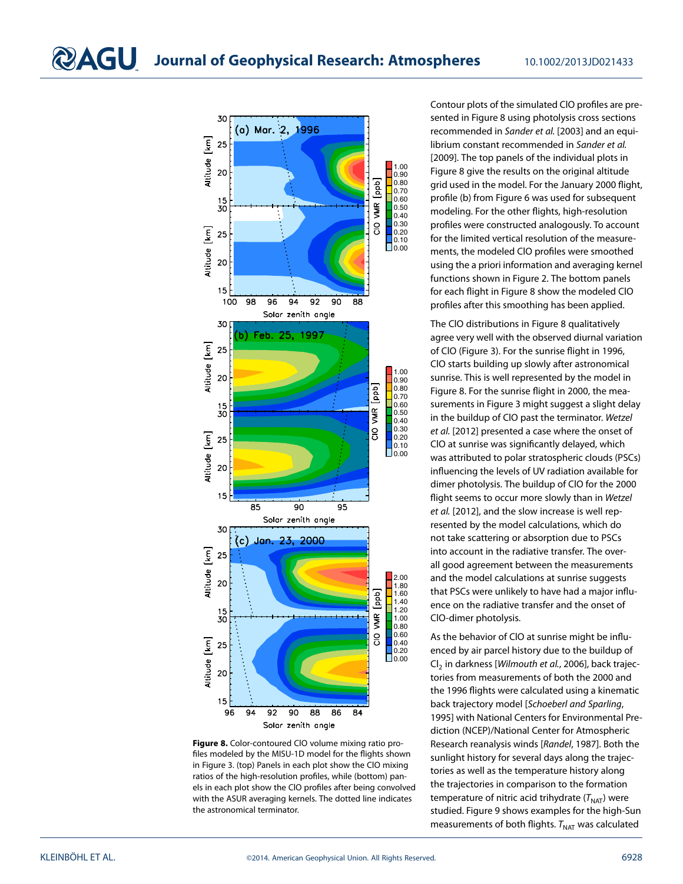**Figure 8.** Color-contoured ClO volume mixing ratio profiles modeled by the MISU-1D model for the flights shown in Figure 3. (top) Panels in each plot show the ClO mixing ratios of the high-resolution profiles, while (bottom) panels in each plot show the ClO profiles after being convolved with the ASUR averaging kernels. The dotted line indicates the astronomical terminator.

Contour plots of the simulated ClO profiles are presented in Figure 8 using photolysis cross sections recommended in *Sander et al.* [2003] and an equilibrium constant recommended in *Sander et al.* [2009]. The top panels of the individual plots in Figure 8 give the results on the original altitude grid used in the model. For the January 2000 flight, profile (b) from Figure 6 was used for subsequent modeling. For the other flights, high-resolution profiles were constructed analogously. To account for the limited vertical resolution of the measurements, the modeled ClO profiles were smoothed using the a priori information and averaging kernel functions shown in Figure 2. The bottom panels for each flight in Figure 8 show the modeled ClO profiles after this smoothing has been applied.

The ClO distributions in Figure 8 qualitatively agree very well with the observed diurnal variation of ClO (Figure 3). For the sunrise flight in 1996, ClO starts building up slowly after astronomical sunrise. This is well represented by the model in Figure 8. For the sunrise flight in 2000, the measurements in Figure 3 might suggest a slight delay in the buildup of ClO past the terminator. *Wetzel et al.* [2012] presented a case where the onset of ClO at sunrise was significantly delayed, which was attributed to polar stratospheric clouds (PSCs) influencing the levels of UV radiation available for dimer photolysis. The buildup of ClO for the 2000 flight seems to occur more slowly than in *Wetzel et al.* [2012], and the slow increase is well represented by the model calculations, which do not take scattering or absorption due to PSCs into account in the radiative transfer. The overall good agreement between the measurements and the model calculations at sunrise suggests that PSCs were unlikely to have had a major influence on the radiative transfer and the onset of ClO-dimer photolysis.

As the behavior of ClO at sunrise might be influenced by air parcel history due to the buildup of $Cl_2$ in darkness [*Wilmouth et al.*, 2006], back trajectories from measurements of both the 2000 and the 1996 flights were calculated using a kinematic back trajectory model [*Schoeberl and Sparling*, 1995] with National Centers for Environmental Prediction (NCEP)/National Center for Atmospheric Research reanalysis winds [*Randel*, 1987]. Both the sunlight history for several days along the trajectories as well as the temperature history along the trajectories in comparison to the formation temperature of nitric acid trihydrate ($T_{NAT}$) were studied. Figure 9 shows examples for the high-Sun measurements of both flights. $T_{NAT}$ was calculated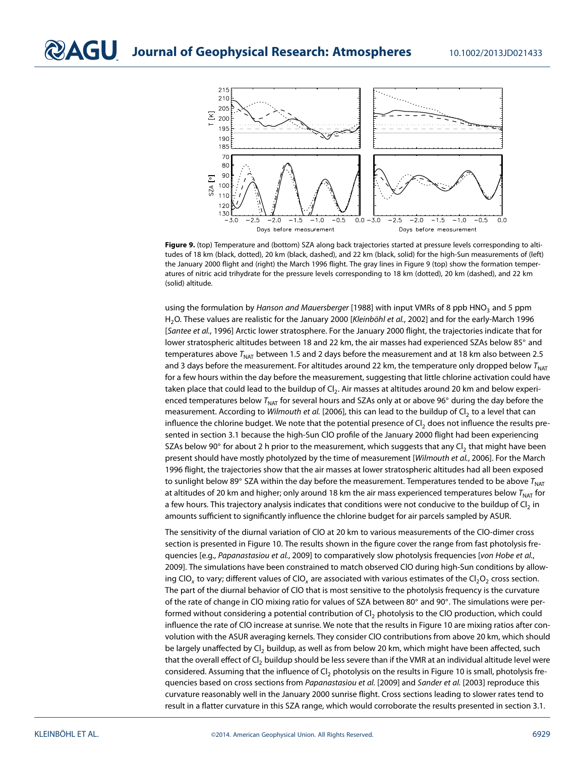**Figure 9.** (top) Temperature and (bottom) SZA along back trajectories started at pressure levels corresponding to altitudes of 18 km (black, dotted), 20 km (black, dashed), and 22 km (black, solid) for the high-Sun measurements of (left) the January 2000 flight and (right) the March 1996 flight. The gray lines in Figure 9 (top) show the formation temperatures of nitric acid trihydrate for the pressure levels corresponding to 18 km (dotted), 20 km (dashed), and 22 km (solid) altitude.

using the formulation by *Hanson and Mauersberger* [1988] with input VMRs of 8 ppb $HNO_3$ and 5 ppm $H_2O$. These values are realistic for the January 2000 [*Kleinböhl et al.*, 2002] and for the early-March 1996 [*Santee et al.*, 1996] Arctic lower stratosphere. For the January 2000 flight, the trajectories indicate that for lower stratospheric altitudes between 18 and 22 km, the air masses had experienced SZAs below 85° and temperatures above $T_{NAT}$ between 1.5 and 2 days before the measurement and at 18 km also between 2.5 and 3 days before the measurement. For altitudes around 22 km, the temperature only dropped below $T_{NAT}$ for a few hours within the day before the measurement, suggesting that little chlorine activation could have taken place that could lead to the buildup of $Cl_2$. Air masses at altitudes around 20 km and below experienced temperatures below $T_{NAT}$ for several hours and SZAs only at or above 96° during the day before the measurement. According to *Wilmouth et al.* [2006], this can lead to the buildup of $Cl_2$ to a level that can influence the chlorine budget. We note that the potential presence of $Cl_2$ does not influence the results presented in section 3.1 because the high-Sun ClO profile of the January 2000 flight had been experiencing SZAs below 90° for about 2 h prior to the measurement, which suggests that any $Cl_2$ that might have been present should have mostly photolyzed by the time of measurement [*Wilmouth et al.*, 2006]. For the March 1996 flight, the trajectories show that the air masses at lower stratospheric altitudes had all been exposed to sunlight below 89° SZA within the day before the measurement. Temperatures tended to be above $T_{NAT}$ at altitudes of 20 km and higher; only around 18 km the air mass experienced temperatures below $T_{NAT}$ for a few hours. This trajectory analysis indicates that conditions were not conducive to the buildup of $Cl_2$ in amounts sufficient to significantly influence the chlorine budget for air parcels sampled by ASUR.

The sensitivity of the diurnal variation of ClO at 20 km to various measurements of the ClO-dimer cross section is presented in Figure 10. The results shown in the figure cover the range from fast photolysis frequencies [e.g., *Papanastasiou et al.*, 2009] to comparatively slow photolysis frequencies [*von Hobe et al.*, 2009]. The simulations have been constrained to match observed ClO during high-Sun conditions by allowing $ClO_x$ to vary; different values of $ClO_x$ are associated with various estimates of the $Cl_2O_2$ cross section. The part of the diurnal behavior of ClO that is most sensitive to the photolysis frequency is the curvature of the rate of change in ClO mixing ratio for values of SZA between 80° and 90°. The simulations were performed without considering a potential contribution of $Cl_2$ photolysis to the ClO production, which could influence the rate of ClO increase at sunrise. We note that the results in Figure 10 are mixing ratios after convolution with the ASUR averaging kernels. They consider ClO contributions from above 20 km, which should be largely unaffected by $Cl_2$ buildup, as well as from below 20 km, which might have been affected, such that the overall effect of $Cl_2$ buildup should be less severe than if the VMR at an individual altitude level were considered. Assuming that the influence of $Cl_2$ photolysis on the results in Figure 10 is small, photolysis frequencies based on cross sections from *Papanastasiou et al.* [2009] and *Sander et al.* [2003] reproduce this curvature reasonably well in the January 2000 sunrise flight. Cross sections leading to slower rates tend to result in a flatter curvature in this SZA range, which would corroborate the results presented in section 3.1.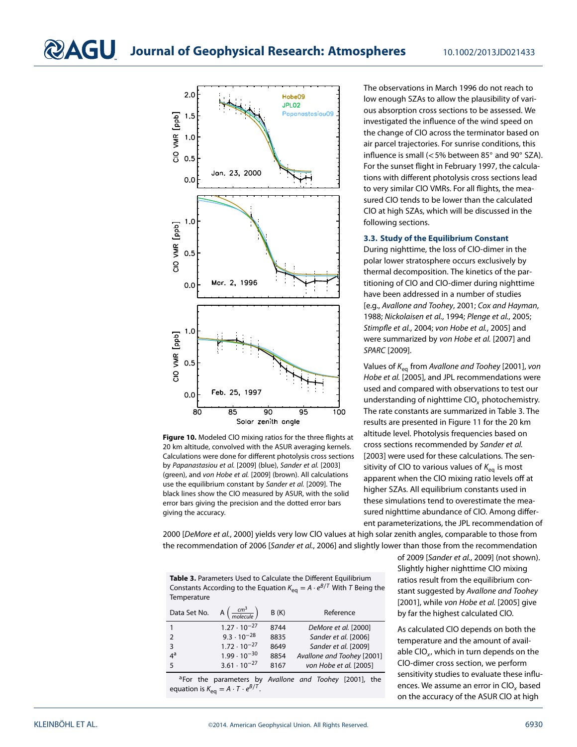**Figure 10.** Modeled ClO mixing ratios for the three flights at 20 km altitude, convolved with the ASUR averaging kernels. Calculations were done for different photolysis cross sections by *Papanastasiou et al.* [2009] (blue), *Sander et al.* [2003] (green), and *von Hobe et al.* [2009] (brown). All calculations use the equilibrium constant by *Sander et al.* [2009]. The black lines show the ClO measured by ASUR, with the solid error bars giving the precision and the dotted error bars giving the accuracy.

The observations in March 1996 do not reach to low enough SZAs to allow the plausibility of various absorption cross sections to be assessed. We investigated the influence of the wind speed on the change of ClO across the terminator based on air parcel trajectories. For sunrise conditions, this influence is small (<5% between 85° and 90° SZA). For the sunset flight in February 1997, the calculations with different photolysis cross sections lead to very similar ClO VMRs. For all flights, the measured ClO tends to be lower than the calculated ClO at high SZAs, which will be discussed in the following sections.

### 3.3. Study of the Equilibrium Constant

During nighttime, the loss of ClO-dimer in the polar lower stratosphere occurs exclusively by thermal decomposition. The kinetics of the partitioning of ClO and ClO-dimer during nighttime have been addressed in a number of studies [e.g., *Avallone and Toohey*, 2001; *Cox and Hayman*, 1988; *Nickolaisen et al.*, 1994; *Plenge et al.*, 2005; *Stimpfle et al.*, 2004; *von Hobe et al.*, 2005] and were summarized by *von Hobe et al.* [2007] and *SPARC* [2009].

Values of $K_{eq}$ from *Avallone and Toohey* [2001], *von Hobe et al.* [2005], and JPL recommendations were used and compared with observations to test our understanding of nighttime $ClO_x$ photochemistry. The rate constants are summarized in Table 3. The results are presented in Figure 11 for the 20 km altitude level. Photolysis frequencies based on cross sections recommended by *Sander et al.* [2003] were used for these calculations. The sensitivity of ClO to various values of $K_{eq}$ is most apparent when the ClO mixing ratio levels off at higher SZAs. All equilibrium constants used in these simulations tend to overestimate the measured nighttime abundance of ClO. Among different parameterizations, the JPL recommendation of 2000 [*DeMore et al.*, 2000] yields very low ClO values at high solar zenith angles, comparable to those from the recommendation of 2006 [*Sander et al.*, 2006] and slightly lower than those from the recommendation of 2009 [*Sander et al.*, 2009] (not shown). Slightly higher nighttime ClO mixing ratios result from the equilibrium constant suggested by *Avallone and Toohey* [2001], while *von Hobe et al.* [2005] give by far the highest calculated ClO.

**Table 3.** Parameters Used to Calculate the Different Equilibrium Constants According to the Equation $K_{eq} = A \cdot e^{B/T}$ With $T$ Being the Temperature

| Data Set No. | A $\left(\frac{cm^3}{molecule}\right)$ | B (K) | Reference |
|---|---|---|---|
| 1 | $1.27 \cdot 10^{-27}$ | 8744 | *DeMore et al.* [2000] |
| 2 | $9.3 \cdot 10^{-28}$ | 8835 | *Sander et al.* [2006] |
| 3 | $1.72 \cdot 10^{-27}$ | 8649 | *Sander et al.* [2009] |
| 4[a] | $1.99 \cdot 10^{-30}$ | 8854 | *Avallone and Toohey* [2001] |
| 5 | $3.61 \cdot 10^{-27}$ | 8167 | *von Hobe et al.* [2005] |

[a]For the parameters by *Avallone and Toohey* [2001], the equation is $K_{eq} = A \cdot T \cdot e^{B/T}$.

As calculated ClO depends on both the temperature and the amount of available $ClO_x$, which in turn depends on the ClO-dimer cross section, we perform sensitivity studies to evaluate these influences. We assume an error in $ClO_x$ based on the accuracy of the ASUR ClO at high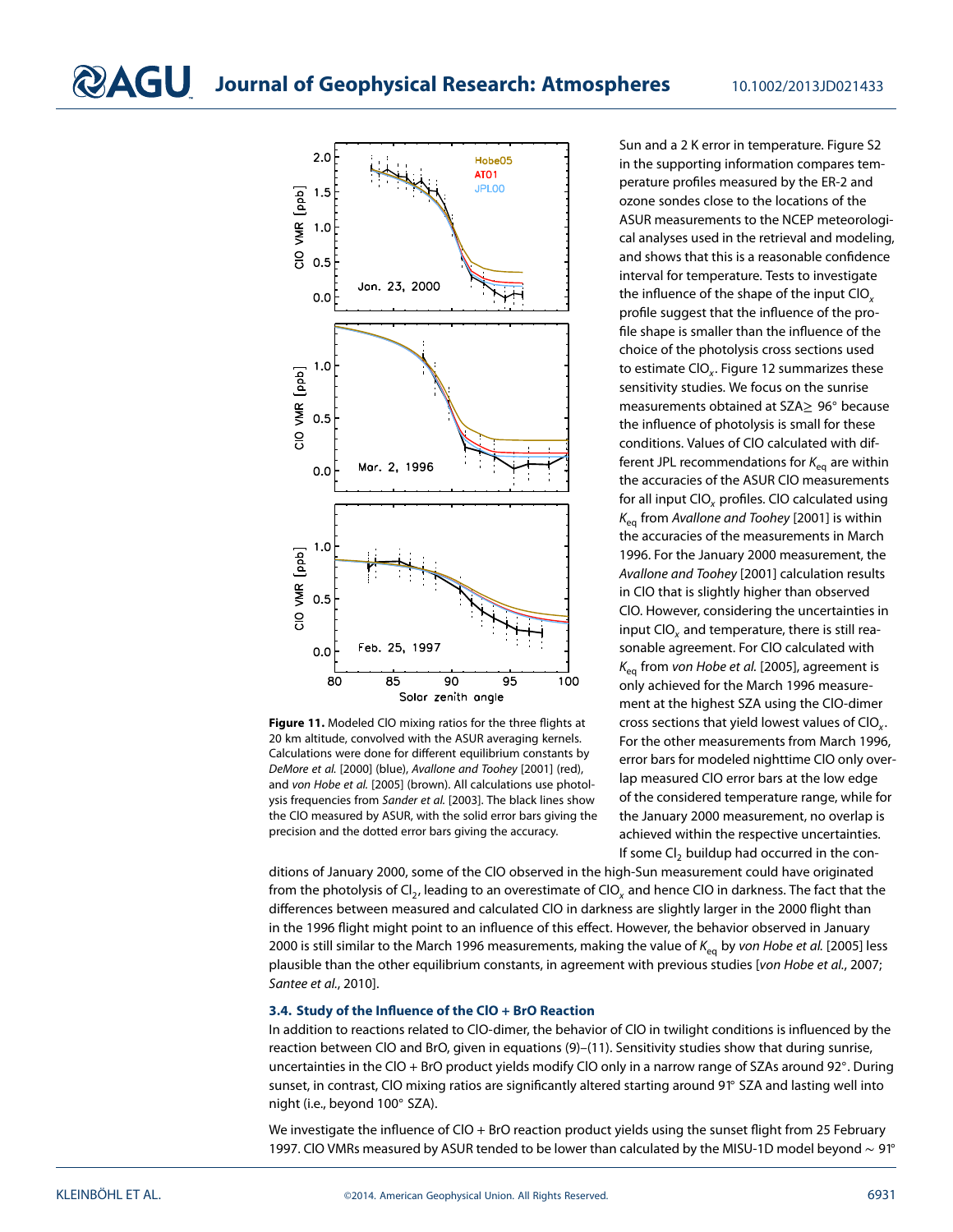Figure 11. Modeled ClO mixing ratios for the three flights at 20 km altitude, convolved with the ASUR averaging kernels. Calculations were done for different equilibrium constants by *DeMore et al.* [2000] (blue), *Avallone and Toohey* [2001] (red), and *von Hobe et al.* [2005] (brown). All calculations use photolysis frequencies from *Sander et al.* [2003]. The black lines show the ClO measured by ASUR, with the solid error bars giving the precision and the dotted error bars giving the accuracy.

Sun and a 2 K error in temperature. Figure S2 in the supporting information compares temperature profiles measured by the ER-2 and ozone sondes close to the locations of the ASUR measurements to the NCEP meteorological analyses used in the retrieval and modeling, and shows that this is a reasonable confidence interval for temperature. Tests to investigate the influence of the shape of the input $ClO_x$ profile suggest that the influence of the profile shape is smaller than the influence of the choice of the photolysis cross sections used to estimate $ClO_x$. Figure 12 summarizes these sensitivity studies. We focus on the sunrise measurements obtained at SZA≥ 96° because the influence of photolysis is small for these conditions. Values of ClO calculated with different JPL recommendations for $K_{eq}$ are within the accuracies of the ASUR ClO measurements for all input $ClO_x$ profiles. ClO calculated using $K_{eq}$ from *Avallone and Toohey* [2001] is within the accuracies of the measurements in March 1996. For the January 2000 measurement, the *Avallone and Toohey* [2001] calculation results in ClO that is slightly higher than observed ClO. However, considering the uncertainties in input $ClO_x$ and temperature, there is still reasonable agreement. For ClO calculated with $K_{eq}$ from *von Hobe et al.* [2005], agreement is only achieved for the March 1996 measurement at the highest SZA using the ClO-dimer cross sections that yield lowest values of $ClO_x$. For the other measurements from March 1996, error bars for modeled nighttime ClO only overlap measured ClO error bars at the low edge of the considered temperature range, while for the January 2000 measurement, no overlap is achieved within the respective uncertainties.

If some $Cl_2$ buildup had occurred in the conditions of January 2000, some of the ClO observed in the high-Sun measurement could have originated from the photolysis of $Cl_2$, leading to an overestimate of $ClO_x$ and hence ClO in darkness. The fact that the differences between measured and calculated ClO in darkness are slightly larger in the 2000 flight than in the 1996 flight might point to an influence of this effect. However, the behavior observed in January 2000 is still similar to the March 1996 measurements, making the value of $K_{eq}$ by *von Hobe et al.* [2005] less plausible than the other equilibrium constants, in agreement with previous studies [*von Hobe et al.*, 2007; *Santee et al.*, 2010].

### 3.4. Study of the Influence of the ClO + BrO Reaction

In addition to reactions related to ClO-dimer, the behavior of ClO in twilight conditions is influenced by the reaction between ClO and BrO, given in equations (9)–(11). Sensitivity studies show that during sunrise, uncertainties in the ClO + BrO product yields modify ClO only in a narrow range of SZAs around 92°. During sunset, in contrast, ClO mixing ratios are significantly altered starting around 91° SZA and lasting well into night (i.e., beyond 100° SZA).

We investigate the influence of ClO + BrO reaction product yields using the sunset flight from 25 February 1997. ClO VMRs measured by ASUR tended to be lower than calculated by the MISU-1D model beyond ∼ 91°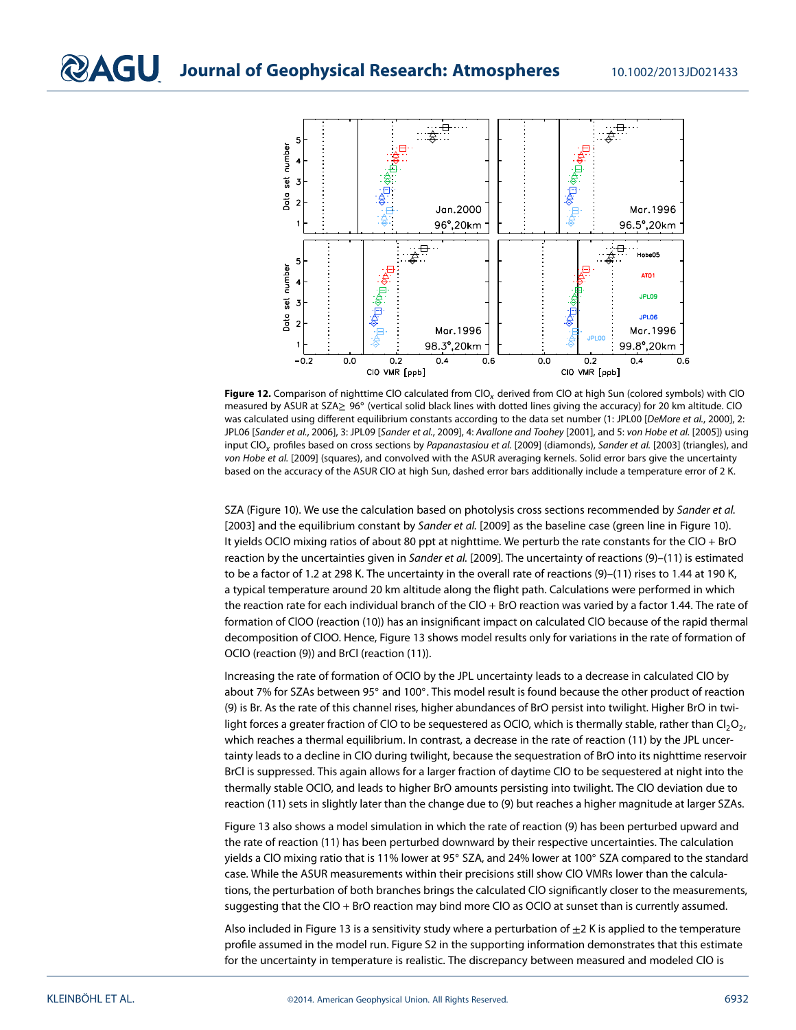**Figure 12.** Comparison of nighttime ClO calculated from $ClO_x$ derived from ClO at high Sun (colored symbols) with ClO measured by ASUR at SZA≥ 96° (vertical solid black lines with dotted lines giving the accuracy) for 20 km altitude. ClO was calculated using different equilibrium constants according to the data set number (1: JPL00 [*DeMore et al.*, 2000], 2: JPL06 [*Sander et al.*, 2006], 3: JPL09 [*Sander et al.*, 2009], 4: *Avallone and Toohey* [2001], and 5: *von Hobe et al.* [2005]) using input $ClO_x$ profiles based on cross sections by *Papanastasiou et al.* [2009] (diamonds), *Sander et al.* [2003] (triangles), and *von Hobe et al.* [2009] (squares), and convolved with the ASUR averaging kernels. Solid error bars give the uncertainty based on the accuracy of the ASUR ClO at high Sun, dashed error bars additionally include a temperature error of 2 K.

SZA (Figure 10). We use the calculation based on photolysis cross sections recommended by *Sander et al.* [2003] and the equilibrium constant by *Sander et al.* [2009] as the baseline case (green line in Figure 10). It yields OClO mixing ratios of about 80 ppt at nighttime. We perturb the rate constants for the ClO + BrO reaction by the uncertainties given in *Sander et al.* [2009]. The uncertainty of reactions (9)–(11) is estimated to be a factor of 1.2 at 298 K. The uncertainty in the overall rate of reactions (9)–(11) rises to 1.44 at 190 K, a typical temperature around 20 km altitude along the flight path. Calculations were performed in which the reaction rate for each individual branch of the ClO + BrO reaction was varied by a factor 1.44. The rate of formation of ClOO (reaction (10)) has an insignificant impact on calculated ClO because of the rapid thermal decomposition of ClOO. Hence, Figure 13 shows model results only for variations in the rate of formation of OClO (reaction (9)) and BrCl (reaction (11)).

Increasing the rate of formation of OClO by the JPL uncertainty leads to a decrease in calculated ClO by about 7% for SZAs between 95° and 100°. This model result is found because the other product of reaction (9) is Br. As the rate of this channel rises, higher abundances of BrO persist into twilight. Higher BrO in twilight forces a greater fraction of ClO to be sequestered as OClO, which is thermally stable, rather than $Cl_2O_2$, which reaches a thermal equilibrium. In contrast, a decrease in the rate of reaction (11) by the JPL uncertainty leads to a decline in ClO during twilight, because the sequestration of BrO into its nighttime reservoir BrCl is suppressed. This again allows for a larger fraction of daytime ClO to be sequestered at night into the thermally stable OClO, and leads to higher BrO amounts persisting into twilight. The ClO deviation due to reaction (11) sets in slightly later than the change due to (9) but reaches a higher magnitude at larger SZAs.

Figure 13 also shows a model simulation in which the rate of reaction (9) has been perturbed upward and the rate of reaction (11) has been perturbed downward by their respective uncertainties. The calculation yields a ClO mixing ratio that is 11% lower at 95° SZA, and 24% lower at 100° SZA compared to the standard case. While the ASUR measurements within their precisions still show ClO VMRs lower than the calculations, the perturbation of both branches brings the calculated ClO significantly closer to the measurements, suggesting that the ClO + BrO reaction may bind more ClO as OClO at sunset than is currently assumed.

Also included in Figure 13 is a sensitivity study where a perturbation of ±2 K is applied to the temperature profile assumed in the model run. Figure S2 in the supporting information demonstrates that this estimate for the uncertainty in temperature is realistic. The discrepancy between measured and modeled ClO is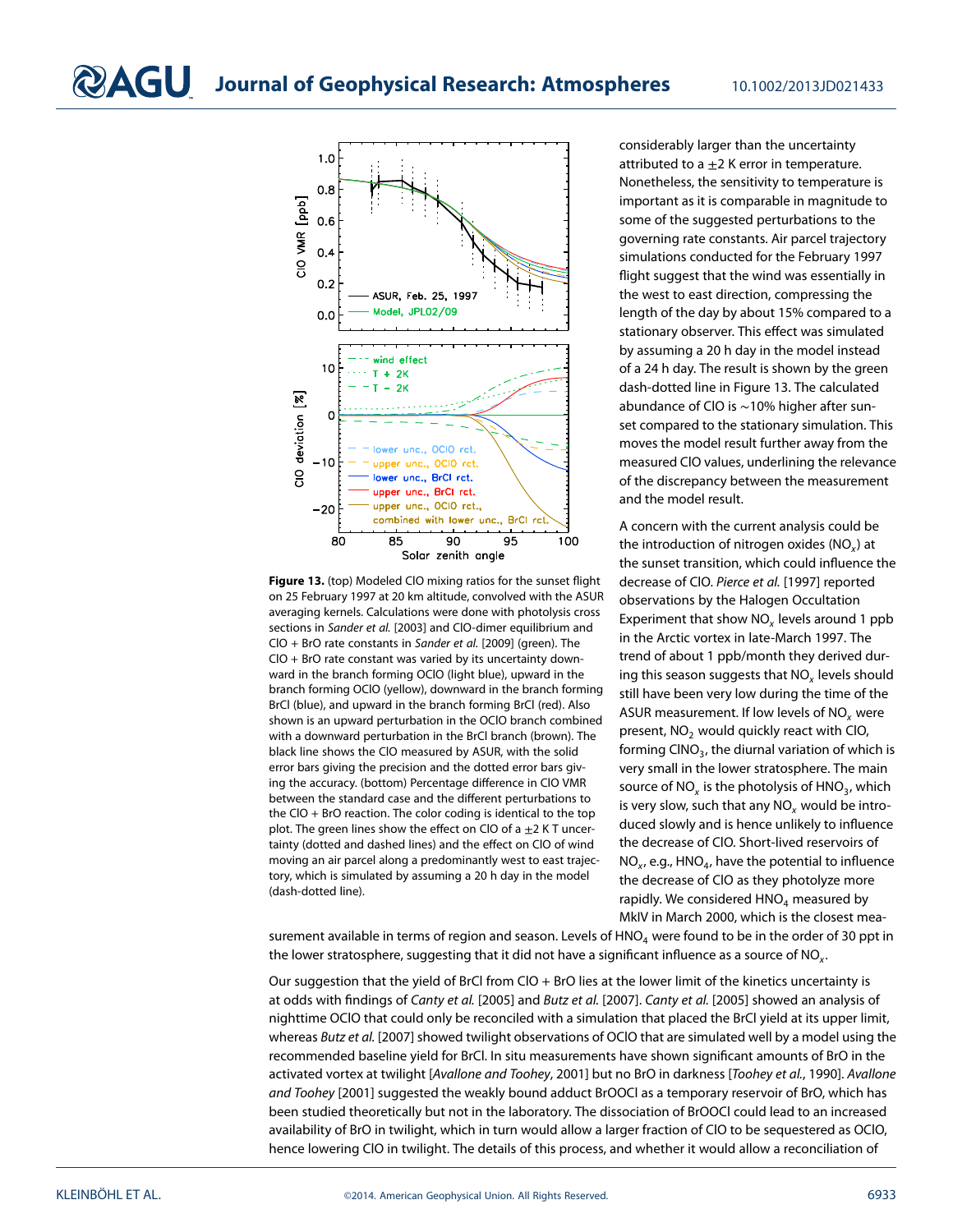**Figure 13.** (top) Modeled ClO mixing ratios for the sunset flight on 25 February 1997 at 20 km altitude, convolved with the ASUR averaging kernels. Calculations were done with photolysis cross sections in *Sander et al.* [2003] and ClO-dimer equilibrium and ClO + BrO rate constants in *Sander et al.* [2009] (green). The ClO + BrO rate constant was varied by its uncertainty downward in the branch forming OClO (light blue), upward in the branch forming OClO (yellow), downward in the branch forming BrCl (blue), and upward in the branch forming BrCl (red). Also shown is an upward perturbation in the OClO branch combined with a downward perturbation in the BrCl branch (brown). The black line shows the ClO measured by ASUR, with the solid error bars giving the precision and the dotted error bars giving the accuracy. (bottom) Percentage difference in ClO VMR between the standard case and the different perturbations to the ClO + BrO reaction. The color coding is identical to the top plot. The green lines show the effect on ClO of a ±2 K T uncertainty (dotted and dashed lines) and the effect on ClO of wind moving an air parcel along a predominantly west to east trajectory, which is simulated by assuming a 20 h day in the model (dash-dotted line).

considerably larger than the uncertainty attributed to a ±2 K error in temperature. Nonetheless, the sensitivity to temperature is important as it is comparable in magnitude to some of the suggested perturbations to the governing rate constants. Air parcel trajectory simulations conducted for the February 1997 flight suggest that the wind was essentially in the west to east direction, compressing the length of the day by about 15% compared to a stationary observer. This effect was simulated by assuming a 20 h day in the model instead of a 24 h day. The result is shown by the green dash-dotted line in Figure 13. The calculated abundance of ClO is ~10% higher after sunset compared to the stationary simulation. This moves the model result further away from the measured ClO values, underlining the relevance of the discrepancy between the measurement and the model result.

A concern with the current analysis could be the introduction of nitrogen oxides ($NO_x$) at the sunset transition, which could influence the decrease of ClO. *Pierce et al.* [1997] reported observations by the Halogen Occultation Experiment that show $NO_x$ levels around 1 ppb in the Arctic vortex in late-March 1997. The trend of about 1 ppb/month they derived during this season suggests that $NO_x$ levels should still have been very low during the time of the ASUR measurement. If low levels of $NO_x$ were present, $NO_2$ would quickly react with ClO, forming $ClNO_3$, the diurnal variation of which is very small in the lower stratosphere. The main source of $NO_x$ is the photolysis of $HNO_3$, which is very slow, such that any $NO_x$ would be introduced slowly and is hence unlikely to influence the decrease of ClO. Short-lived reservoirs of $NO_x$, e.g., $HNO_4$, have the potential to influence the decrease of ClO as they photolyze more rapidly. We considered $HNO_4$ measured by MkIV in March 2000, which is the closest measurement available in terms of region and season. Levels of $HNO_4$ were found to be in the order of 30 ppt in the lower stratosphere, suggesting that it did not have a significant influence as a source of $NO_x$.

Our suggestion that the yield of BrCl from ClO + BrO lies at the lower limit of the kinetics uncertainty is at odds with findings of *Canty et al.* [2005] and *Butz et al.* [2007]. *Canty et al.* [2005] showed an analysis of nighttime OClO that could only be reconciled with a simulation that placed the BrCl yield at its upper limit, whereas *Butz et al.* [2007] showed twilight observations of OClO that are simulated well by a model using the recommended baseline yield for BrCl. In situ measurements have shown significant amounts of BrO in the activated vortex at twilight [*Avallone and Toohey*, 2001] but no BrO in darkness [*Toohey et al.*, 1990]. *Avallone and Toohey* [2001] suggested the weakly bound adduct BrOOCl as a temporary reservoir of BrO, which has been studied theoretically but not in the laboratory. The dissociation of BrOOCl could lead to an increased availability of BrO in twilight, which in turn would allow a larger fraction of ClO to be sequestered as OClO, hence lowering ClO in twilight. The details of this process, and whether it would allow a reconciliation of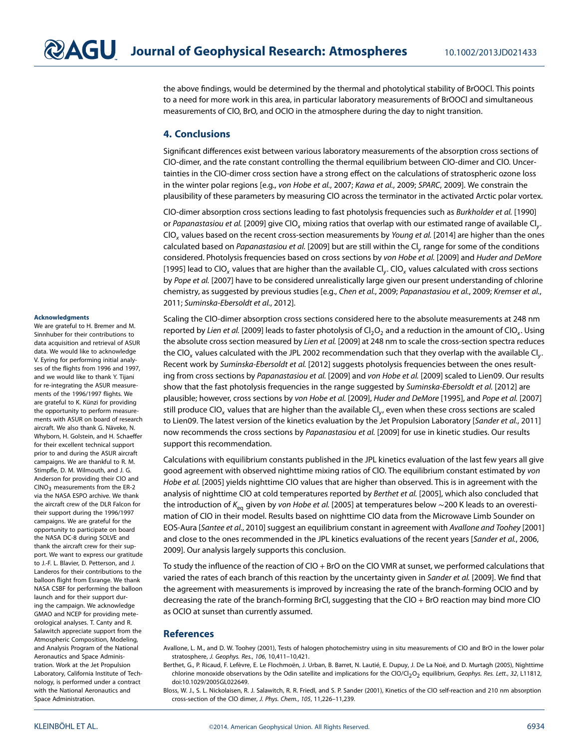the above findings, would be determined by the thermal and photolytical stability of BrOOCl. This points to a need for more work in this area, in particular laboratory measurements of BrOOCl and simultaneous measurements of ClO, BrO, and OClO in the atmosphere during the day to night transition.

## 4. Conclusions

Significant differences exist between various laboratory measurements of the absorption cross sections of ClO-dimer, and the rate constant controlling the thermal equilibrium between ClO-dimer and ClO. Uncertainties in the ClO-dimer cross section have a strong effect on the calculations of stratospheric ozone loss in the winter polar regions [e.g., *von Hobe et al.*, 2007; *Kawa et al.*, 2009; *SPARC*, 2009]. We constrain the plausibility of these parameters by measuring ClO across the terminator in the activated Arctic polar vortex.

ClO-dimer absorption cross sections leading to fast photolysis frequencies such as *Burkholder et al.* [1990] or *Papanastasiou et al.* [2009] give $ClO_x$ mixing ratios that overlap with our estimated range of available $Cl_y$. $ClO_x$ values based on the recent cross-section measurements by *Young et al.* [2014] are higher than the ones calculated based on *Papanastasiou et al.* [2009] but are still within the $Cl_y$ range for some of the conditions considered. Photolysis frequencies based on cross sections by *von Hobe et al.* [2009] and *Huder and DeMore* [1995] lead to $ClO_x$ values that are higher than the available $Cl_y$. $ClO_x$ values calculated with cross sections by *Pope et al.* [2007] have to be considered unrealistically large given our present understanding of chlorine chemistry, as suggested by previous studies [e.g., *Chen et al.*, 2009; *Papanastasiou et al.*, 2009; *Kremser et al.*, 2011; *Suminska-Ebersoldt et al.*, 2012].

Scaling the ClO-dimer absorption cross sections considered here to the absolute measurements at 248 nm reported by *Lien et al.* [2009] leads to faster photolysis of $Cl_2O_2$ and a reduction in the amount of $ClO_x$. Using the absolute cross section measured by *Lien et al.* [2009] at 248 nm to scale the cross-section spectra reduces the $ClO_x$ values calculated with the JPL 2002 recommendation such that they overlap with the available $Cl_y$. Recent work by *Suminska-Ebersoldt et al.* [2012] suggests photolysis frequencies between the ones resulting from cross sections by *Papanastasiou et al.* [2009] and *von Hobe et al.* [2009] scaled to Lien09. Our results show that the fast photolysis frequencies in the range suggested by *Suminska-Ebersoldt et al.* [2012] are plausible; however, cross sections by *von Hobe et al.* [2009], *Huder and DeMore* [1995], and *Pope et al.* [2007] still produce $ClO_x$ values that are higher than the available $Cl_y$, even when these cross sections are scaled to Lien09. The latest version of the kinetics evaluation by the Jet Propulsion Laboratory [*Sander et al.*, 2011] now recommends the cross sections by *Papanastasiou et al.* [2009] for use in kinetic studies. Our results support this recommendation.

Calculations with equilibrium constants published in the JPL kinetics evaluation of the last few years all give good agreement with observed nighttime mixing ratios of ClO. The equilibrium constant estimated by *von Hobe et al.* [2005] yields nighttime ClO values that are higher than observed. This is in agreement with the analysis of nighttime ClO at cold temperatures reported by *Berthet et al.* [2005], which also concluded that the introduction of $K_{eq}$ given by *von Hobe et al.* [2005] at temperatures below ~200 K leads to an overestimation of ClO in their model. Results based on nighttime ClO data from the Microwave Limb Sounder on EOS-Aura [*Santee et al.*, 2010] suggest an equilibrium constant in agreement with *Avallone and Toohey* [2001] and close to the ones recommended in the JPL kinetics evaluations of the recent years [*Sander et al.*, 2006, 2009]. Our analysis largely supports this conclusion.

To study the influence of the reaction of ClO + BrO on the ClO VMR at sunset, we performed calculations that varied the rates of each branch of this reaction by the uncertainty given in *Sander et al.* [2009]. We find that the agreement with measurements is improved by increasing the rate of the branch-forming OClO and by decreasing the rate of the branch-forming BrCl, suggesting that the ClO + BrO reaction may bind more ClO as OClO at sunset than currently assumed.

#### Acknowledgments

We are grateful to H. Bremer and M. Sinnhuber for their contributions to data acquisition and retrieval of ASUR data. We would like to acknowledge V. Eyring for performing initial analyses of the flights from 1996 and 1997, and we would like to thank Y. Tijani for re-integrating the ASUR measurements of the 1996/1997 flights. We are grateful to K. Künzi for providing the opportunity to perform measurements with ASUR on board of research aircraft. We also thank G. Näveke, N. Whyborn, H. Golstein, and H. Schaeffer for their excellent technical support prior to and during the ASUR aircraft campaigns. We are thankful to R. M. Stimpfle, D. M. Wilmouth, and J. G. Anderson for providing their ClO and $ClNO_3$ measurements from the ER-2 via the NASA ESPO archive. We thank the aircraft crew of the DLR Falcon for their support during the 1996/1997 campaigns. We are grateful for the opportunity to participate on board the NASA DC-8 during SOLVE and thank the aircraft crew for their support. We want to express our gratitude to J.-F. L. Blavier, D. Petterson, and J. Landeros for their contributions to the balloon flight from Esrange. We thank NASA CSBF for performing the balloon launch and for their support during the campaign. We acknowledge GMAO and NCEP for providing meteorological analyses. T. Canty and R. Salawitch appreciate support from the Atmospheric Composition, Modeling, and Analysis Program of the National Aeronautics and Space Administration. Work at the Jet Propulsion Laboratory, California Institute of Technology, is performed under a contract with the National Aeronautics and Space Administration.

## References

Avallone, L. M., and D. W. Toohey (2001), Tests of halogen photochemistry using in situ measurements of ClO and BrO in the lower polar stratosphere, *J. Geophys. Res.*, *106*, 10,411–10,421.

Berthet, G., P. Ricaud, F. Lefèvre, E. Le Flochmoën, J. Urban, B. Barret, N. Lautié, E. Dupuy, J. De La Noë, and D. Murtagh (2005), Nighttime chlorine monoxide observations by the Odin satellite and implications for the $ClO/Cl_2O_2$ equilibrium, *Geophys. Res. Lett.*, *32*, L11812, doi:10.1029/2005GL022649.

Bloss, W. J., S. L. Nickolaisen, R. J. Salawitch, R. R. Friedl, and S. P. Sander (2001), Kinetics of the ClO self-reaction and 210 nm absorption cross-section of the ClO dimer, *J. Phys. Chem.*, *105*, 11,226–11,239.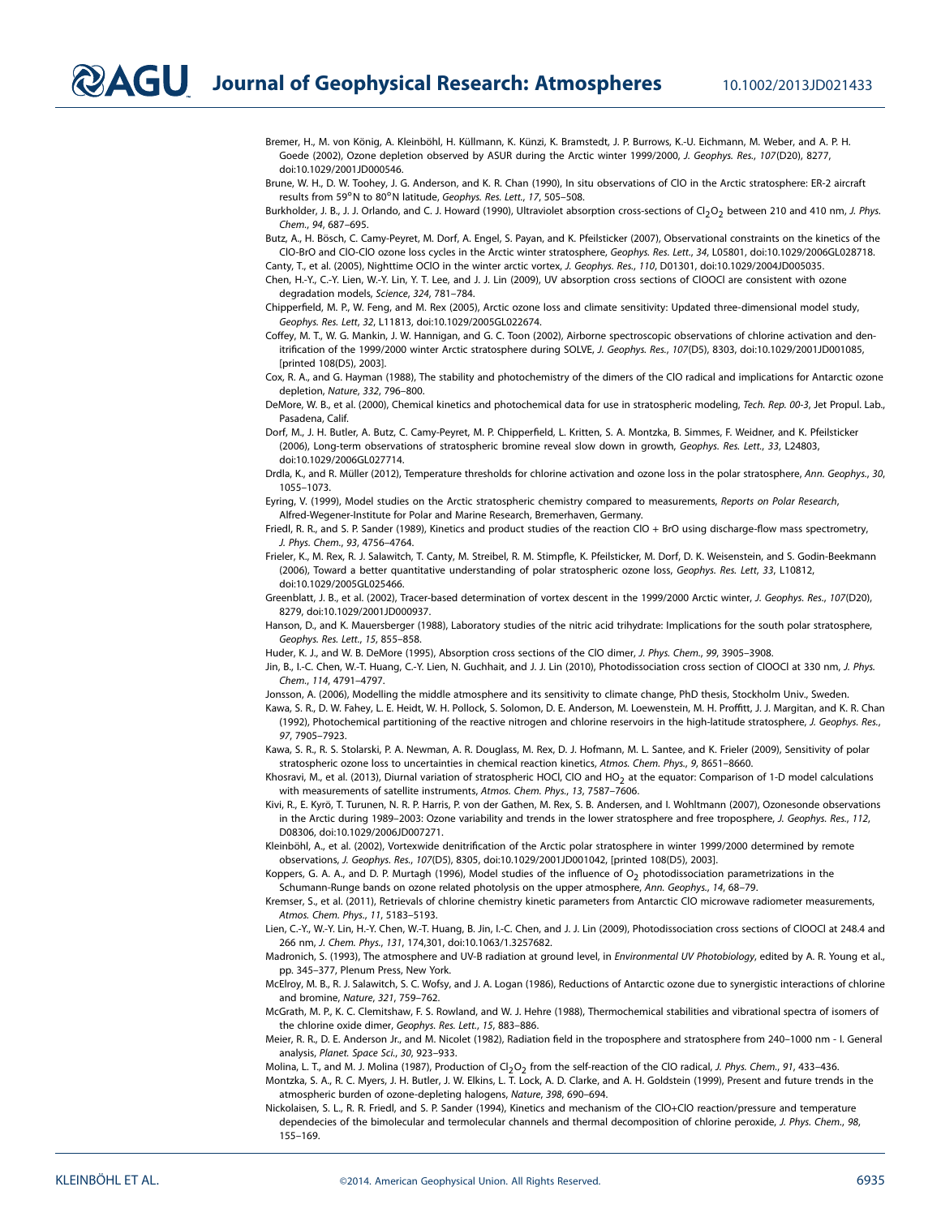Bremer, H., M. von König, A. Kleinböhl, H. Küllmann, K. Künzi, K. Bramstedt, J. P. Burrows, K.-U. Eichmann, M. Weber, and A. P. H. Goede (2002), Ozone depletion observed by ASUR during the Arctic winter 1999/2000, *J. Geophys. Res.*, *107*(D20), 8277, doi:10.1029/2001JD000546.

Brune, W. H., D. W. Toohey, J. G. Anderson, and K. R. Chan (1990), In situ observations of ClO in the Arctic stratosphere: ER-2 aircraft results from 59°N to 80°N latitude, *Geophys. Res. Lett.*, *17*, 505–508.

Burkholder, J. B., J. J. Orlando, and C. J. Howard (1990), Ultraviolet absorption cross-sections of $Cl_2O_2$ between 210 and 410 nm, *J. Phys. Chem.*, *94*, 687–695.

Butz, A., H. Bösch, C. Camy-Peyret, M. Dorf, A. Engel, S. Payan, and K. Pfeilsticker (2007), Observational constraints on the kinetics of the ClO-BrO and ClO-ClO ozone loss cycles in the Arctic winter stratosphere, *Geophys. Res. Lett.*, *34*, L05801, doi:10.1029/2006GL028718.

Canty, T., et al. (2005), Nighttime OClO in the winter arctic vortex, *J. Geophys. Res.*, *110*, D01301, doi:10.1029/2004JD005035.

Chen, H.-Y., C.-Y. Lien, W.-Y. Lin, Y. T. Lee, and J. J. Lin (2009), UV absorption cross sections of ClOOCl are consistent with ozone degradation models, *Science*, *324*, 781–784.

Chipperfield, M. P., W. Feng, and M. Rex (2005), Arctic ozone loss and climate sensitivity: Updated three-dimensional model study, *Geophys. Res. Lett*, *32*, L11813, doi:10.1029/2005GL022674.

Coffey, M. T., W. G. Mankin, J. W. Hannigan, and G. C. Toon (2002), Airborne spectroscopic observations of chlorine activation and denitrification of the 1999/2000 winter Arctic stratosphere during SOLVE, *J. Geophys. Res.*, *107*(D5), 8303, doi:10.1029/2001JD001085, [printed 108(D5), 2003].

Cox, R. A., and G. Hayman (1988), The stability and photochemistry of the dimers of the ClO radical and implications for Antarctic ozone depletion, *Nature*, *332*, 796–800.

DeMore, W. B., et al. (2000), Chemical kinetics and photochemical data for use in stratospheric modeling, *Tech. Rep. 00-3*, Jet Propul. Lab., Pasadena, Calif.

Dorf, M., J. H. Butler, A. Butz, C. Camy-Peyret, M. P. Chipperfield, L. Kritten, S. A. Montzka, B. Simmes, F. Weidner, and K. Pfeilsticker (2006), Long-term observations of stratospheric bromine reveal slow down in growth, *Geophys. Res. Lett.*, *33*, L24803, doi:10.1029/2006GL027714.

Drdla, K., and R. Müller (2012), Temperature thresholds for chlorine activation and ozone loss in the polar stratosphere, *Ann. Geophys.*, *30*, 1055–1073.

Eyring, V. (1999), Model studies on the Arctic stratospheric chemistry compared to measurements, *Reports on Polar Research*, Alfred-Wegener-Institute for Polar and Marine Research, Bremerhaven, Germany.

Friedl, R. R., and S. P. Sander (1989), Kinetics and product studies of the reaction ClO + BrO using discharge-flow mass spectrometry, *J. Phys. Chem.*, *93*, 4756–4764.

Frieler, K., M. Rex, R. J. Salawitch, T. Canty, M. Streibel, R. M. Stimpfle, K. Pfeilsticker, M. Dorf, D. K. Weisenstein, and S. Godin-Beekmann (2006), Toward a better quantitative understanding of polar stratospheric ozone loss, *Geophys. Res. Lett*, *33*, L10812, doi:10.1029/2005GL025466.

Greenblatt, J. B., et al. (2002), Tracer-based determination of vortex descent in the 1999/2000 Arctic winter, *J. Geophys. Res.*, *107*(D20), 8279, doi:10.1029/2001JD000937.

Hanson, D., and K. Mauersberger (1988), Laboratory studies of the nitric acid trihydrate: Implications for the south polar stratosphere, *Geophys. Res. Lett.*, *15*, 855–858.

Huder, K. J., and W. B. DeMore (1995), Absorption cross sections of the ClO dimer, *J. Phys. Chem.*, *99*, 3905–3908.

Jin, B., I.-C. Chen, W.-T. Huang, C.-Y. Lien, N. Guchhait, and J. J. Lin (2010), Photodissociation cross section of ClOOCl at 330 nm, *J. Phys. Chem.*, *114*, 4791–4797.

Jonsson, A. (2006), Modelling the middle atmosphere and its sensitivity to climate change, PhD thesis, Stockholm Univ., Sweden.

Kawa, S. R., D. W. Fahey, L. E. Heidt, W. H. Pollock, S. Solomon, D. E. Anderson, M. Loewenstein, M. H. Proffitt, J. J. Margitan, and K. R. Chan (1992), Photochemical partitioning of the reactive nitrogen and chlorine reservoirs in the high-latitude stratosphere, *J. Geophys. Res.*, *97*, 7905–7923.

Kawa, S. R., R. S. Stolarski, P. A. Newman, A. R. Douglass, M. Rex, D. J. Hofmann, M. L. Santee, and K. Frieler (2009), Sensitivity of polar stratospheric ozone loss to uncertainties in chemical reaction kinetics, *Atmos. Chem. Phys.*, *9*, 8651–8660.

Khosravi, M., et al. (2013), Diurnal variation of stratospheric HOCl, ClO and $HO_2$ at the equator: Comparison of 1-D model calculations with measurements of satellite instruments, *Atmos. Chem. Phys.*, *13*, 7587–7606.

Kivi, R., E. Kyrö, T. Turunen, N. R. P. Harris, P. von der Gathen, M. Rex, S. B. Andersen, and I. Wohltmann (2007), Ozonesonde observations in the Arctic during 1989–2003: Ozone variability and trends in the lower stratosphere and free troposphere, *J. Geophys. Res.*, *112*, D08306, doi:10.1029/2006JD007271.

Kleinböhl, A., et al. (2002), Vortexwide denitrification of the Arctic polar stratosphere in winter 1999/2000 determined by remote observations, *J. Geophys. Res.*, *107*(D5), 8305, doi:10.1029/2001JD001042, [printed 108(D5), 2003].

Koppers, G. A. A., and D. P. Murtagh (1996), Model studies of the influence of $O_2$ photodissociation parametrizations in the Schumann-Runge bands on ozone related photolysis on the upper atmosphere, *Ann. Geophys.*, *14*, 68–79.

Kremser, S., et al. (2011), Retrievals of chlorine chemistry kinetic parameters from Antarctic ClO microwave radiometer measurements, *Atmos. Chem. Phys.*, *11*, 5183–5193.

Lien, C.-Y., W.-Y. Lin, H.-Y. Chen, W.-T. Huang, B. Jin, I.-C. Chen, and J. J. Lin (2009), Photodissociation cross sections of ClOOCl at 248.4 and 266 nm, *J. Chem. Phys.*, *131*, 174,301, doi:10.1063/1.3257682.

Madronich, S. (1993), The atmosphere and UV-B radiation at ground level, in *Environmental UV Photobiology*, edited by A. R. Young et al., pp. 345–377, Plenum Press, New York.

McElroy, M. B., R. J. Salawitch, S. C. Wofsy, and J. A. Logan (1986), Reductions of Antarctic ozone due to synergistic interactions of chlorine and bromine, *Nature*, *321*, 759–762.

McGrath, M. P., K. C. Clemitshaw, F. S. Rowland, and W. J. Hehre (1988), Thermochemical stabilities and vibrational spectra of isomers of the chlorine oxide dimer, *Geophys. Res. Lett.*, *15*, 883–886.

Meier, R. R., D. E. Anderson Jr., and M. Nicolet (1982), Radiation field in the troposphere and stratosphere from 240–1000 nm - I. General analysis, *Planet. Space Sci.*, *30*, 923–933.

Molina, L. T., and M. J. Molina (1987), Production of $Cl_2O_2$ from the self-reaction of the ClO radical, *J. Phys. Chem.*, *91*, 433–436.

Montzka, S. A., R. C. Myers, J. H. Butler, J. W. Elkins, L. T. Lock, A. D. Clarke, and A. H. Goldstein (1999), Present and future trends in the atmospheric burden of ozone-depleting halogens, *Nature*, *398*, 690–694.

Nickolaisen, S. L., R. R. Friedl, and S. P. Sander (1994), Kinetics and mechanism of the ClO+ClO reaction/pressure and temperature dependecies of the bimolecular and termolecular channels and thermal decomposition of chlorine peroxide, *J. Phys. Chem.*, *98*, 155–169.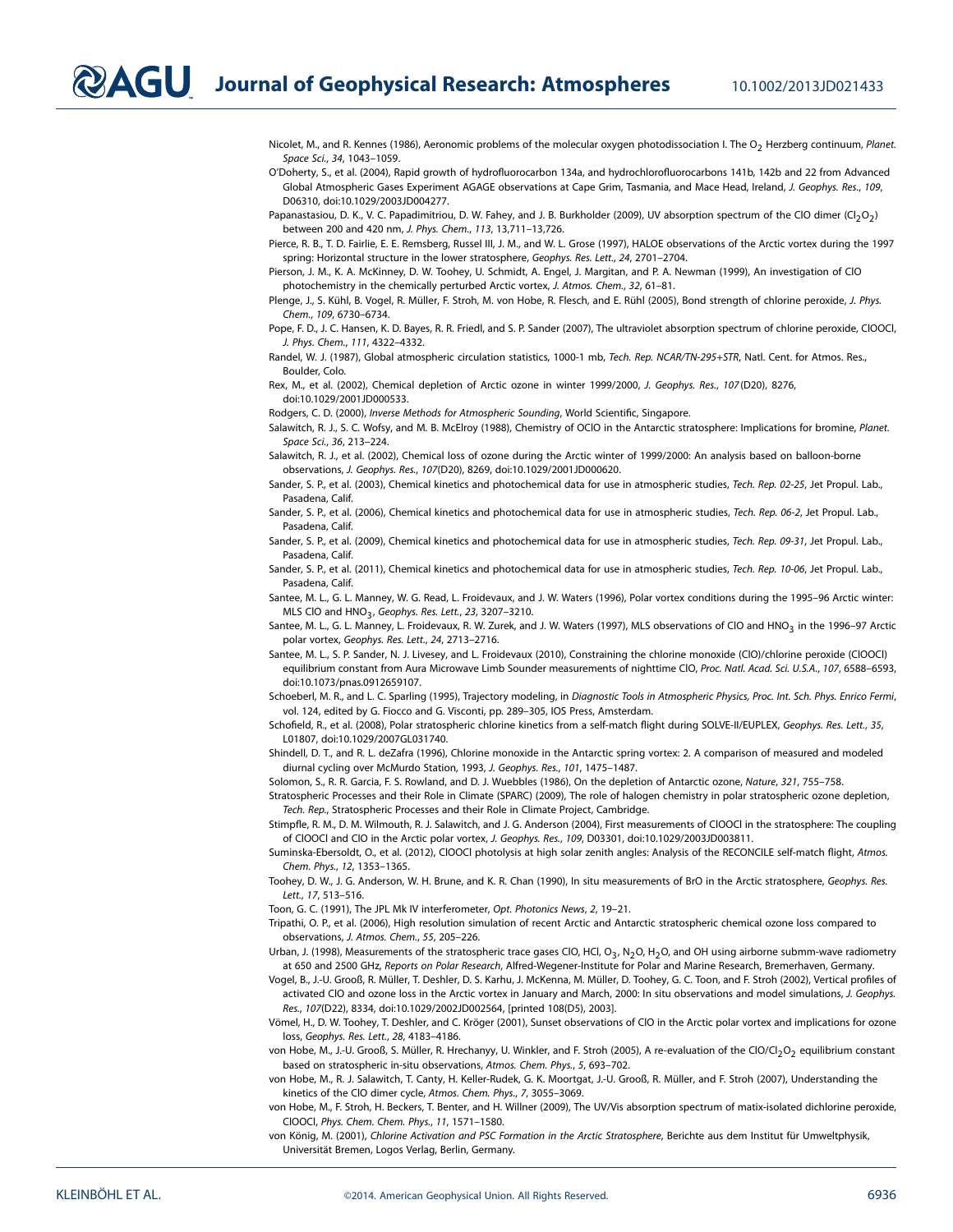Nicolet, M., and R. Kennes (1986), Aeronomic problems of the molecular oxygen photodissociation I. The $O_2$ Herzberg continuum, *Planet. Space Sci.*, *34*, 1043–1059.

O'Doherty, S., et al. (2004), Rapid growth of hydrofluorocarbon 134a, and hydrochlorofluorocarbons 141b, 142b and 22 from Advanced Global Atmospheric Gases Experiment AGAGE observations at Cape Grim, Tasmania, and Mace Head, Ireland, *J. Geophys. Res.*, *109*, D06310, doi:10.1029/2003JD004277.

Papanastasiou, D. K., V. C. Papadimitriou, D. W. Fahey, and J. B. Burkholder (2009), UV absorption spectrum of the ClO dimer ($Cl_2O_2$) between 200 and 420 nm, *J. Phys. Chem.*, *113*, 13,711–13,726.

Pierce, R. B., T. D. Fairlie, E. E. Remsberg, Russel III, J. M., and W. L. Grose (1997), HALOE observations of the Arctic vortex during the 1997 spring: Horizontal structure in the lower stratosphere, *Geophys. Res. Lett.*, *24*, 2701–2704.

Pierson, J. M., K. A. McKinney, D. W. Toohey, U. Schmidt, A. Engel, J. Margitan, and P. A. Newman (1999), An investigation of ClO photochemistry in the chemically perturbed Arctic vortex, *J. Atmos. Chem.*, *32*, 61–81.

Plenge, J., S. Kühl, B. Vogel, R. Müller, F. Stroh, M. von Hobe, R. Flesch, and E. Rühl (2005), Bond strength of chlorine peroxide, *J. Phys. Chem.*, *109*, 6730–6734.

Pope, F. D., J. C. Hansen, K. D. Bayes, R. R. Friedl, and S. P. Sander (2007), The ultraviolet absorption spectrum of chlorine peroxide, ClOOCl, *J. Phys. Chem.*, *111*, 4322–4332.

Randel, W. J. (1987), Global atmospheric circulation statistics, 1000-1 mb, *Tech. Rep. NCAR/TN-295+STR*, Natl. Cent. for Atmos. Res., Boulder, Colo.

Rex, M., et al. (2002), Chemical depletion of Arctic ozone in winter 1999/2000, *J. Geophys. Res.*, *107*(D20), 8276, doi:10.1029/2001JD000533.

Rodgers, C. D. (2000), *Inverse Methods for Atmospheric Sounding*, World Scientific, Singapore.

Salawitch, R. J., S. C. Wofsy, and M. B. McElroy (1988), Chemistry of OClO in the Antarctic stratosphere: Implications for bromine, *Planet. Space Sci.*, *36*, 213–224.

Salawitch, R. J., et al. (2002), Chemical loss of ozone during the Arctic winter of 1999/2000: An analysis based on balloon-borne observations, *J. Geophys. Res.*, *107*(D20), 8269, doi:10.1029/2001JD000620.

Sander, S. P., et al. (2003), Chemical kinetics and photochemical data for use in atmospheric studies, *Tech. Rep. 02-25*, Jet Propul. Lab., Pasadena, Calif.

Sander, S. P., et al. (2006), Chemical kinetics and photochemical data for use in atmospheric studies, *Tech. Rep. 06-2*, Jet Propul. Lab., Pasadena, Calif.

Sander, S. P., et al. (2009), Chemical kinetics and photochemical data for use in atmospheric studies, *Tech. Rep. 09-31*, Jet Propul. Lab., Pasadena, Calif.

Sander, S. P., et al. (2011), Chemical kinetics and photochemical data for use in atmospheric studies, *Tech. Rep. 10-06*, Jet Propul. Lab., Pasadena, Calif.

Santee, M. L., G. L. Manney, W. G. Read, L. Froidevaux, and J. W. Waters (1996), Polar vortex conditions during the 1995–96 Arctic winter: MLS ClO and $HNO_3$, *Geophys. Res. Lett.*, *23*, 3207–3210.

Santee, M. L., G. L. Manney, L. Froidevaux, R. W. Zurek, and J. W. Waters (1997), MLS observations of ClO and $HNO_3$ in the 1996–97 Arctic polar vortex, *Geophys. Res. Lett.*, *24*, 2713–2716.

Santee, M. L., S. P. Sander, N. J. Livesey, and L. Froidevaux (2010), Constraining the chlorine monoxide (ClO)/chlorine peroxide (ClOOCl) equilibrium constant from Aura Microwave Limb Sounder measurements of nighttime ClO, *Proc. Natl. Acad. Sci. U.S.A.*, *107*, 6588–6593, doi:10.1073/pnas.0912659107.

Schoeberl, M. R., and L. C. Sparling (1995), Trajectory modeling, in *Diagnostic Tools in Atmospheric Physics, Proc. Int. Sch. Phys. Enrico Fermi*, vol. 124, edited by G. Fiocco and G. Visconti, pp. 289–305, IOS Press, Amsterdam.

Schofield, R., et al. (2008), Polar stratospheric chlorine kinetics from a self-match flight during SOLVE-II/EUPLEX, *Geophys. Res. Lett.*, *35*, L01807, doi:10.1029/2007GL031740.

Shindell, D. T., and R. L. deZafra (1996), Chlorine monoxide in the Antarctic spring vortex: 2. A comparison of measured and modeled diurnal cycling over McMurdo Station, 1993, *J. Geophys. Res.*, *101*, 1475–1487.

Solomon, S., R. R. Garcia, F. S. Rowland, and D. J. Wuebbles (1986), On the depletion of Antarctic ozone, *Nature*, *321*, 755–758.

Stratospheric Processes and their Role in Climate (SPARC) (2009), The role of halogen chemistry in polar stratospheric ozone depletion, *Tech. Rep.*, Stratospheric Processes and their Role in Climate Project, Cambridge.

Stimpfle, R. M., D. M. Wilmouth, R. J. Salawitch, and J. G. Anderson (2004), First measurements of ClOOCl in the stratosphere: The coupling of ClOOCl and ClO in the Arctic polar vortex, *J. Geophys. Res.*, *109*, D03301, doi:10.1029/2003JD003811.

Suminska-Ebersoldt, O., et al. (2012), ClOOCl photolysis at high solar zenith angles: Analysis of the RECONCILE self-match flight, *Atmos. Chem. Phys.*, *12*, 1353–1365.

Toohey, D. W., J. G. Anderson, W. H. Brune, and K. R. Chan (1990), In situ measurements of BrO in the Arctic stratosphere, *Geophys. Res. Lett.*, *17*, 513–516.

Toon, G. C. (1991), The JPL Mk IV interferometer, *Opt. Photonics News*, *2*, 19–21.

Tripathi, O. P., et al. (2006), High resolution simulation of recent Arctic and Antarctic stratospheric chemical ozone loss compared to observations, *J. Atmos. Chem.*, *55*, 205–226.

Urban, J. (1998), Measurements of the stratospheric trace gases ClO, HCl, $O_3$, $N_2O$, $H_2O$, and OH using airborne submm-wave radiometry at 650 and 2500 GHz, *Reports on Polar Research*, Alfred-Wegener-Institute for Polar and Marine Research, Bremerhaven, Germany.

Vogel, B., J.-U. Grooß, R. Müller, T. Deshler, D. S. Karhu, J. McKenna, M. Müller, D. Toohey, G. C. Toon, and F. Stroh (2002), Vertical profiles of activated ClO and ozone loss in the Arctic vortex in January and March, 2000: In situ observations and model simulations, *J. Geophys. Res.*, *107*(D22), 8334, doi:10.1029/2002JD002564, [printed 108(D5), 2003].

Vömel, H., D. W. Toohey, T. Deshler, and C. Kröger (2001), Sunset observations of ClO in the Arctic polar vortex and implications for ozone loss, *Geophys. Res. Lett.*, *28*, 4183–4186.

von Hobe, M., J.-U. Grooß, S. Müller, R. Hrechanyy, U. Winkler, and F. Stroh (2005), A re-evaluation of the ClO/$Cl_2O_2$ equilibrium constant based on stratospheric in-situ observations, *Atmos. Chem. Phys.*, *5*, 693–702.

von Hobe, M., R. J. Salawitch, T. Canty, H. Keller-Rudek, G. K. Moortgat, J.-U. Grooß, R. Müller, and F. Stroh (2007), Understanding the kinetics of the ClO dimer cycle, *Atmos. Chem. Phys.*, *7*, 3055–3069.

von Hobe, M., F. Stroh, H. Beckers, T. Benter, and H. Willner (2009), The UV/Vis absorption spectrum of matix-isolated dichlorine peroxide, ClOOCl, *Phys. Chem. Chem. Phys.*, *11*, 1571–1580.

von König, M. (2001), *Chlorine Activation and PSC Formation in the Arctic Stratosphere*, Berichte aus dem Institut für Umweltphysik, Universität Bremen, Logos Verlag, Berlin, Germany.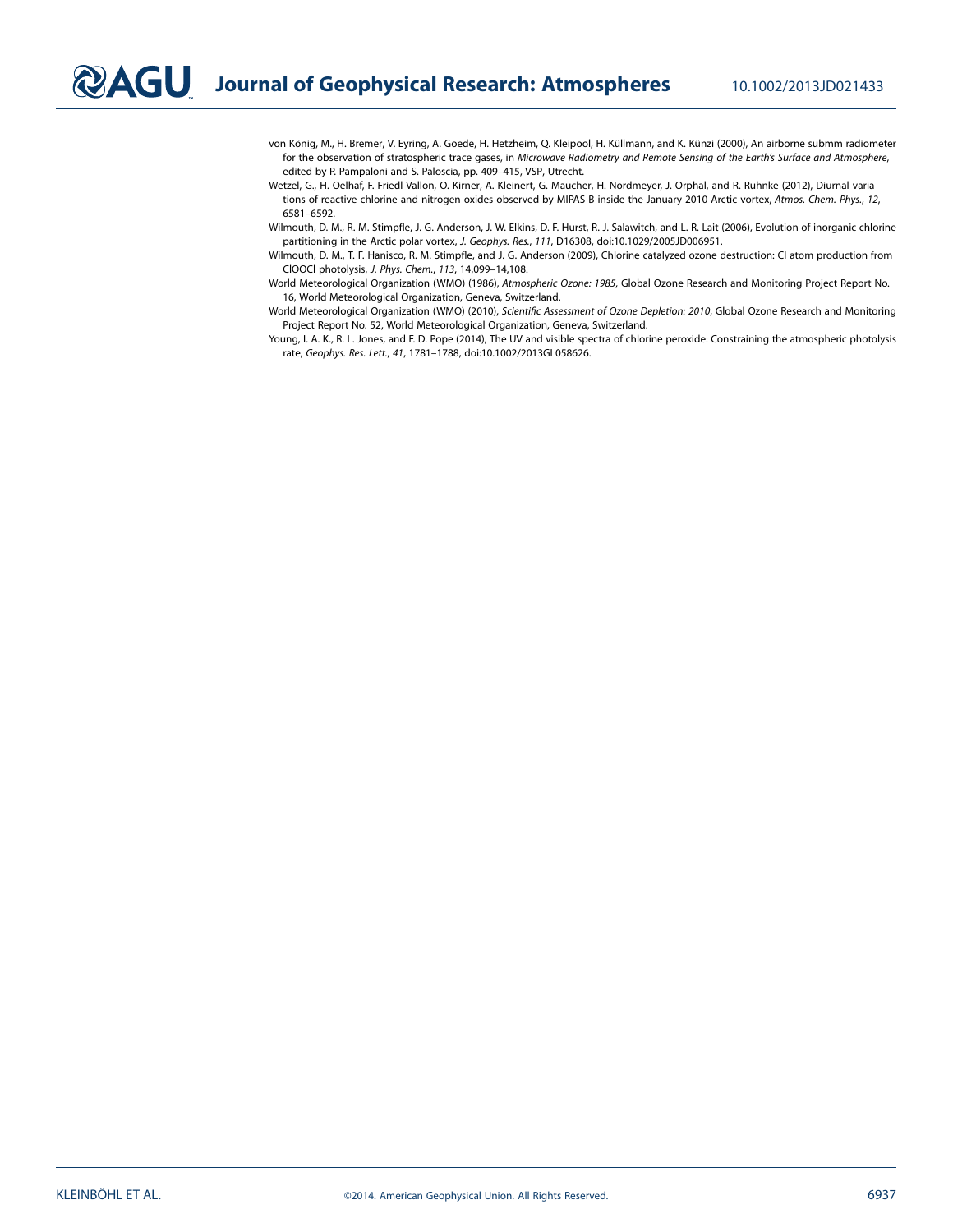von König, M., H. Bremer, V. Eyring, A. Goede, H. Hetzheim, Q. Kleipool, H. Küllmann, and K. Künzi (2000), An airborne submm radiometer for the observation of stratospheric trace gases, in *Microwave Radiometry and Remote Sensing of the Earth's Surface and Atmosphere*, edited by P. Pampaloni and S. Paloscia, pp. 409–415, VSP, Utrecht.

Wetzel, G., H. Oelhaf, F. Friedl-Vallon, O. Kirner, A. Kleinert, G. Maucher, H. Nordmeyer, J. Orphal, and R. Ruhnke (2012), Diurnal variations of reactive chlorine and nitrogen oxides observed by MIPAS-B inside the January 2010 Arctic vortex, *Atmos. Chem. Phys.*, *12*, 6581–6592.

Wilmouth, D. M., R. M. Stimpfle, J. G. Anderson, J. W. Elkins, D. F. Hurst, R. J. Salawitch, and L. R. Lait (2006), Evolution of inorganic chlorine partitioning in the Arctic polar vortex, *J. Geophys. Res.*, *111*, D16308, doi:10.1029/2005JD006951.

Wilmouth, D. M., T. F. Hanisco, R. M. Stimpfle, and J. G. Anderson (2009), Chlorine catalyzed ozone destruction: Cl atom production from ClOOCl photolysis, *J. Phys. Chem.*, *113*, 14,099–14,108.

World Meteorological Organization (WMO) (1986), *Atmospheric Ozone: 1985*, Global Ozone Research and Monitoring Project Report No. 16, World Meteorological Organization, Geneva, Switzerland.

World Meteorological Organization (WMO) (2010), *Scientific Assessment of Ozone Depletion: 2010*, Global Ozone Research and Monitoring Project Report No. 52, World Meteorological Organization, Geneva, Switzerland.

Young, I. A. K., R. L. Jones, and F. D. Pope (2014), The UV and visible spectra of chlorine peroxide: Constraining the atmospheric photolysis rate, *Geophys. Res. Lett.*, *41*, 1781–1788, doi:10.1002/2013GL058626.